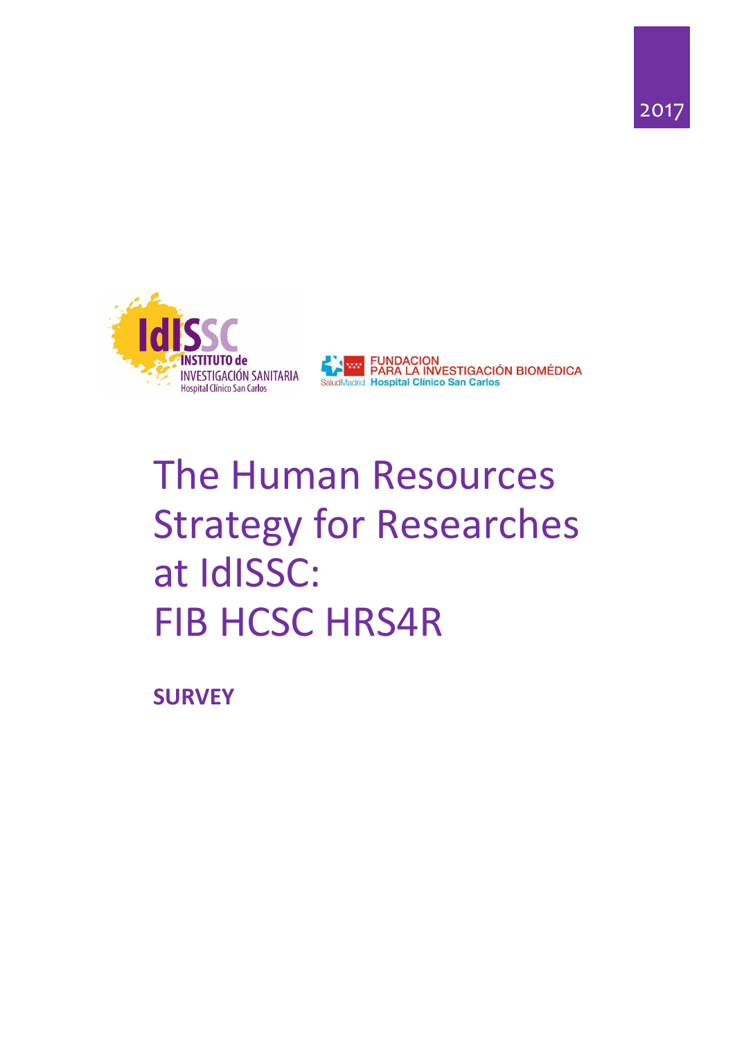2017

IdISSC
INSTITUTO de
INVESTIGACIÓN SANITARIA
Hospital Clínico San Carlos

FUNDACION
PARA LA INVESTIGACIÓN BIOMÉDICA
SaludMadrid Hospital Clínico San Carlos

# The Human Resources Strategy for Researches at IdISSC: FIB HCSC HRS4R

**SURVEY**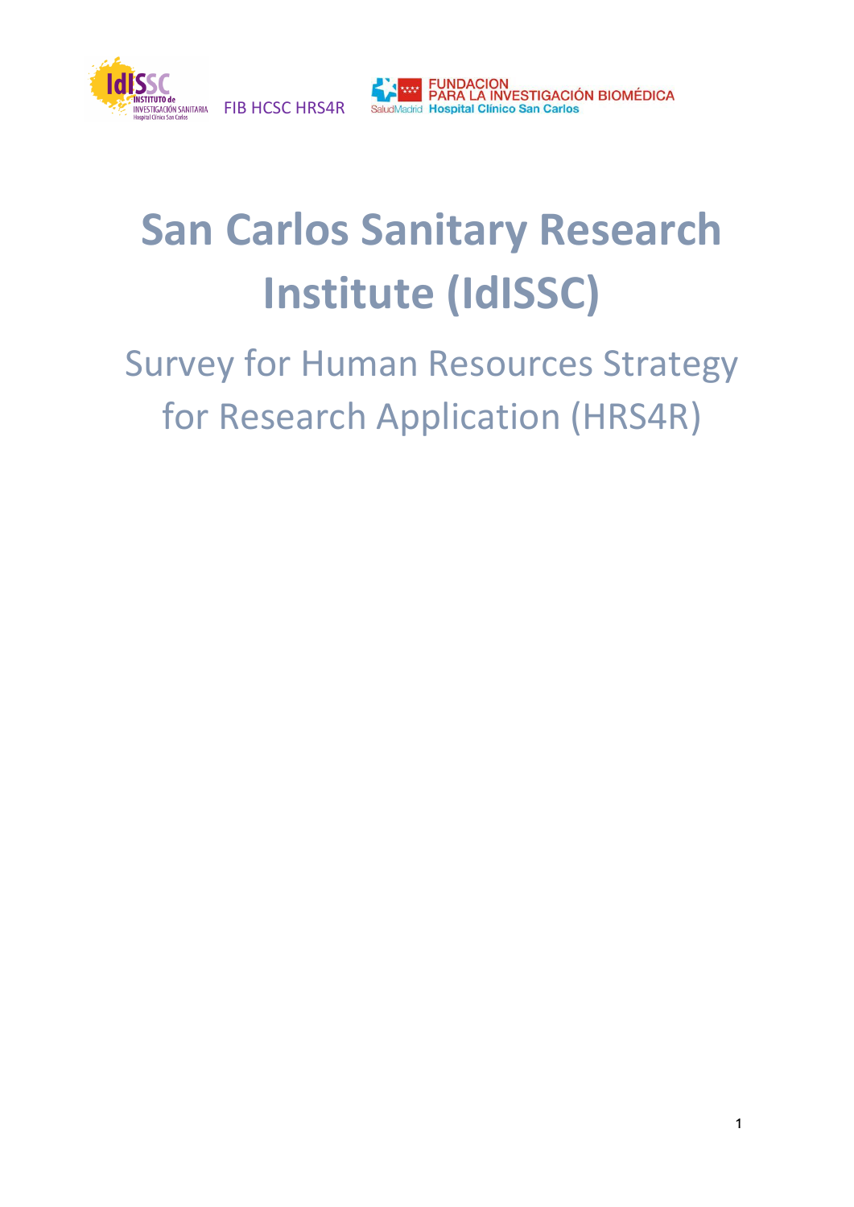FIB HCSC HRS4R

# San Carlos Sanitary Research Institute (IdISSC)

## Survey for Human Resources Strategy for Research Application (HRS4R)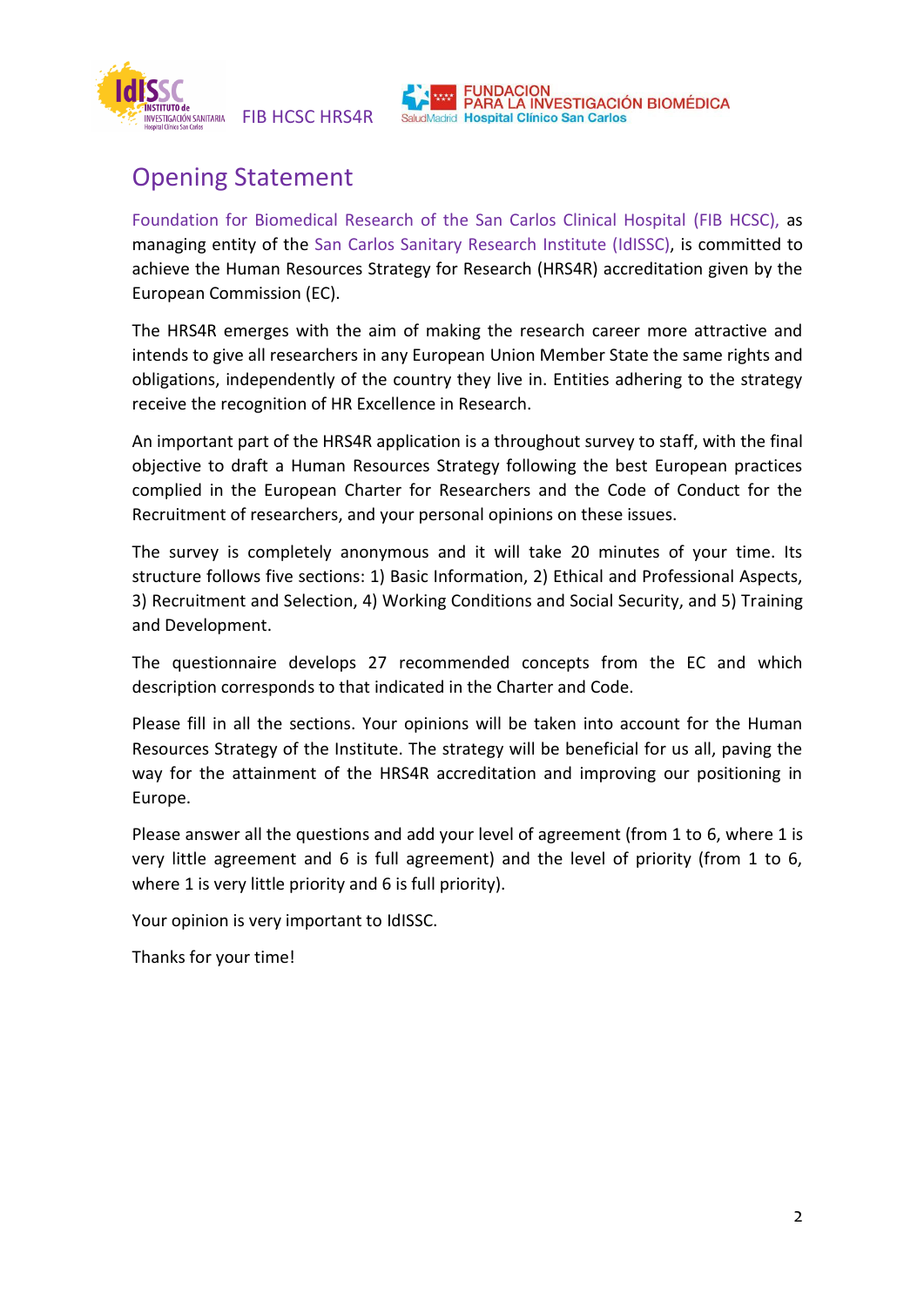# Opening Statement

Foundation for Biomedical Research of the San Carlos Clinical Hospital (FIB HCSC), as managing entity of the San Carlos Sanitary Research Institute (IdISSC), is committed to achieve the Human Resources Strategy for Research (HRS4R) accreditation given by the European Commission (EC).

The HRS4R emerges with the aim of making the research career more attractive and intends to give all researchers in any European Union Member State the same rights and obligations, independently of the country they live in. Entities adhering to the strategy receive the recognition of HR Excellence in Research.

An important part of the HRS4R application is a throughout survey to staff, with the final objective to draft a Human Resources Strategy following the best European practices complied in the European Charter for Researchers and the Code of Conduct for the Recruitment of researchers, and your personal opinions on these issues.

The survey is completely anonymous and it will take 20 minutes of your time. Its structure follows five sections: 1) Basic Information, 2) Ethical and Professional Aspects, 3) Recruitment and Selection, 4) Working Conditions and Social Security, and 5) Training and Development.

The questionnaire develops 27 recommended concepts from the EC and which description corresponds to that indicated in the Charter and Code.

Please fill in all the sections. Your opinions will be taken into account for the Human Resources Strategy of the Institute. The strategy will be beneficial for us all, paving the way for the attainment of the HRS4R accreditation and improving our positioning in Europe.

Please answer all the questions and add your level of agreement (from 1 to 6, where 1 is very little agreement and 6 is full agreement) and the level of priority (from 1 to 6, where 1 is very little priority and 6 is full priority).

Your opinion is very important to IdISSC.

Thanks for your time!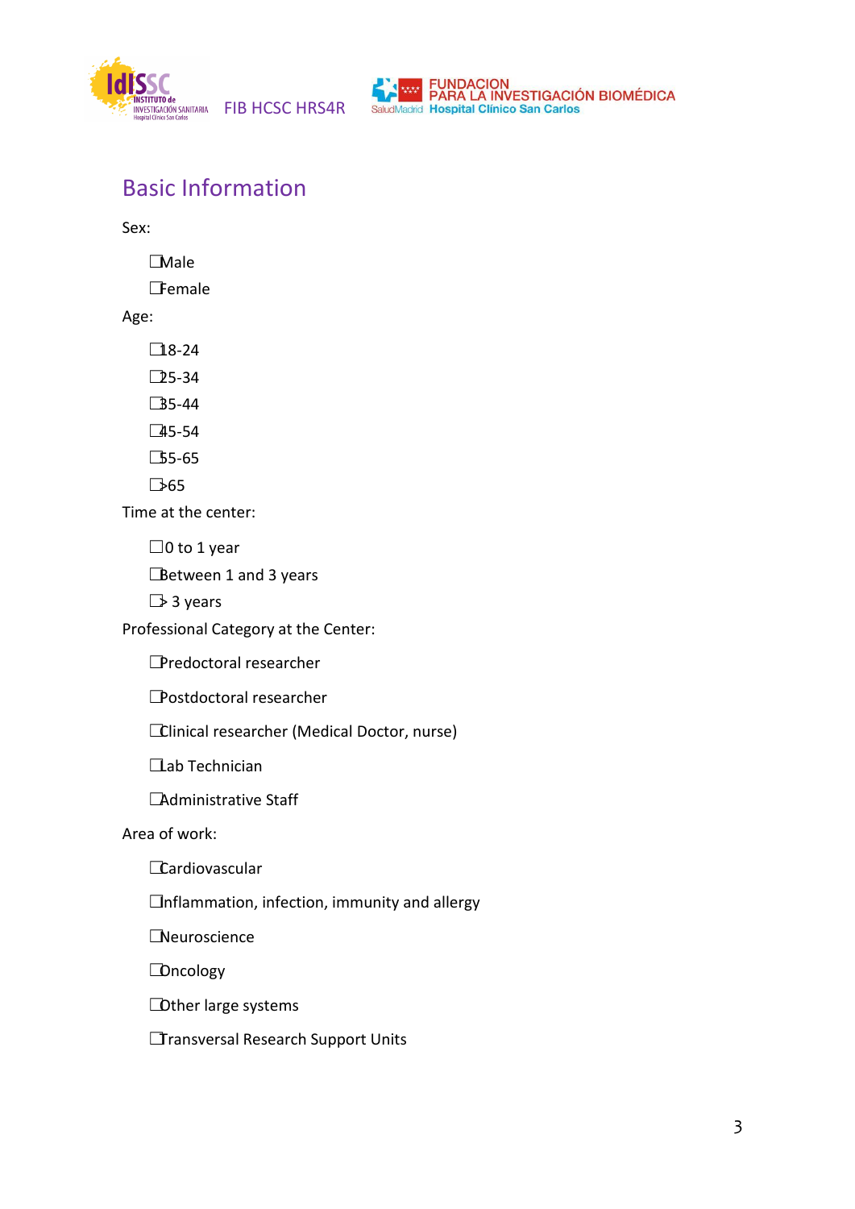## Basic Information

Sex:

- ☐Male
- ☐Female

Age:

- ☐18-24
- ☐25-34
- ☐35-44
- ☐45-54
- ☐55-65
- ☐>65

Time at the center:

- ☐0 to 1 year
- ☐Between 1 and 3 years
- ☐> 3 years

Professional Category at the Center:

- ☐Predoctoral researcher
- ☐Postdoctoral researcher
- ☐Clinical researcher (Medical Doctor, nurse)
- ☐Lab Technician
- ☐Administrative Staff

Area of work:

- ☐Cardiovascular
- ☐Inflammation, infection, immunity and allergy
- ☐Neuroscience
- ☐Oncology
- ☐Other large systems
- ☐Transversal Research Support Units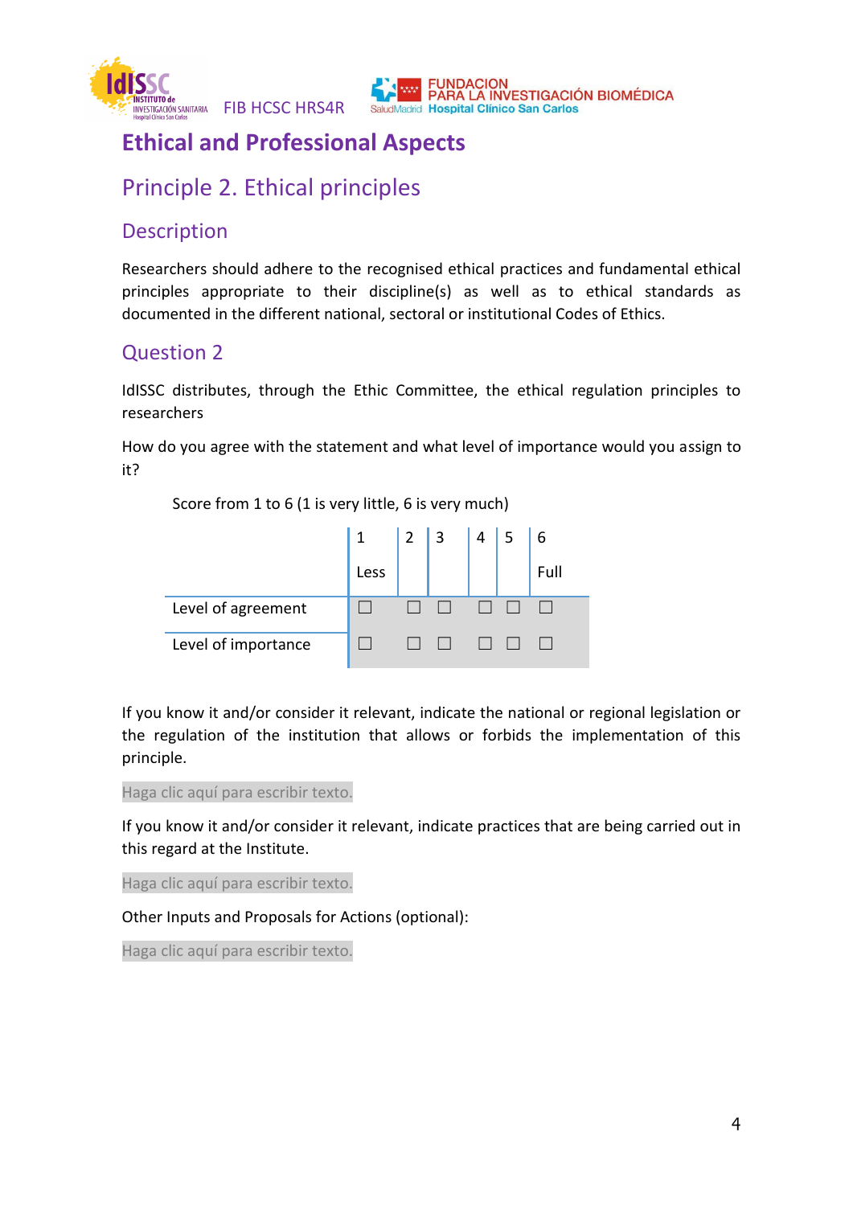# Ethical and Professional Aspects

## Principle 2. Ethical principles

### Description

Researchers should adhere to the recognised ethical practices and fundamental ethical principles appropriate to their discipline(s) as well as to ethical standards as documented in the different national, sectoral or institutional Codes of Ethics.

### Question 2

IdISSC distributes, through the Ethic Committee, the ethical regulation principles to researchers

How do you agree with the statement and what level of importance would you assign to it?

Score from 1 to 6 (1 is very little, 6 is very much)

| | 1 Less | 2 | 3 | 4 | 5 | 6 Full |
|---|---|---|---|---|---|---|
| Level of agreement | ☐ | ☐ | ☐ | ☐ | ☐ | ☐ |
| Level of importance | ☐ | ☐ | ☐ | ☐ | ☐ | ☐ |

If you know it and/or consider it relevant, indicate the national or regional legislation or the regulation of the institution that allows or forbids the implementation of this principle.

Haga clic aquí para escribir texto.

If you know it and/or consider it relevant, indicate practices that are being carried out in this regard at the Institute.

Haga clic aquí para escribir texto.

Other Inputs and Proposals for Actions (optional):

Haga clic aquí para escribir texto.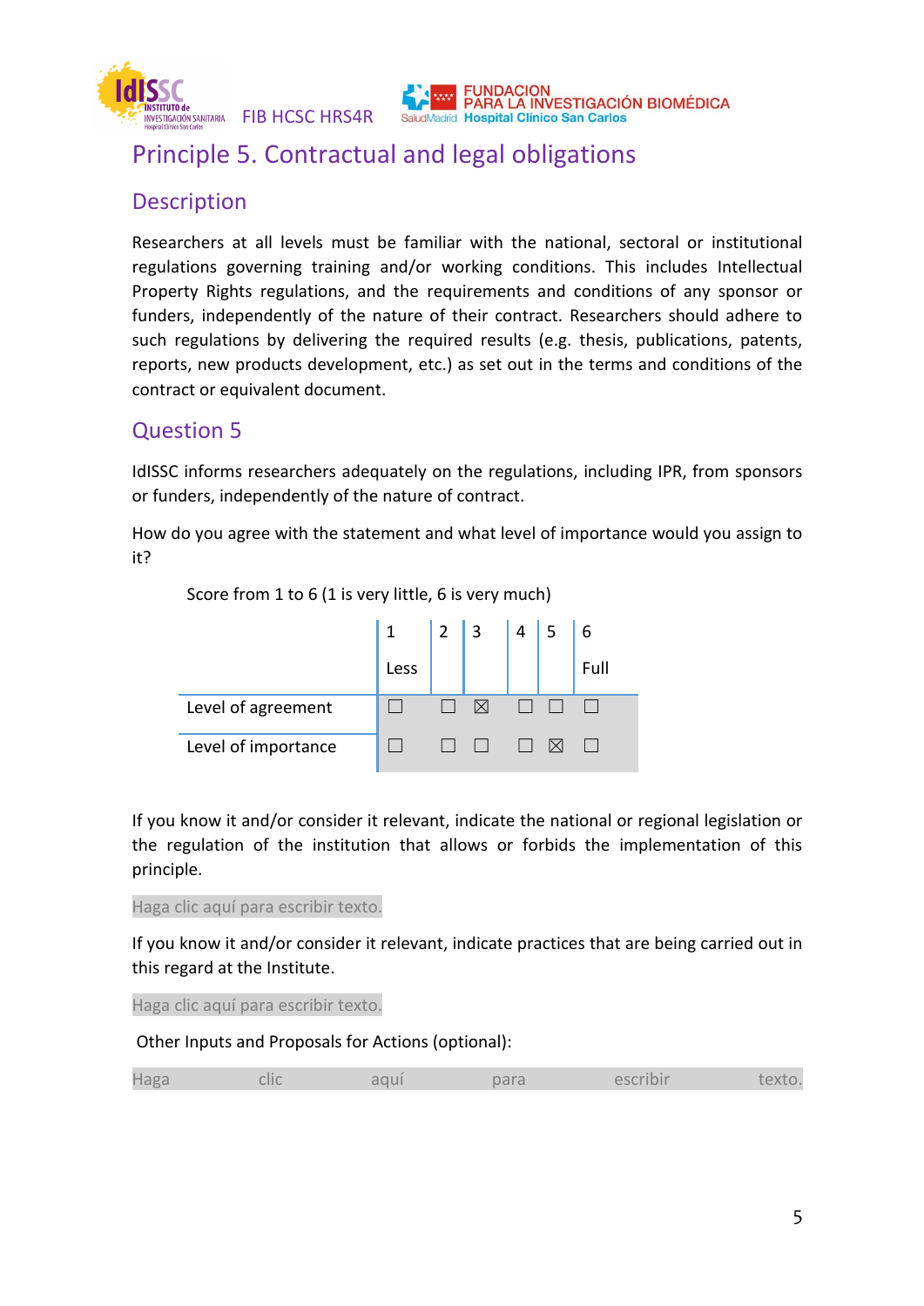# Principle 5. Contractual and legal obligations

## Description

Researchers at all levels must be familiar with the national, sectoral or institutional regulations governing training and/or working conditions. This includes Intellectual Property Rights regulations, and the requirements and conditions of any sponsor or funders, independently of the nature of their contract. Researchers should adhere to such regulations by delivering the required results (e.g. thesis, publications, patents, reports, new products development, etc.) as set out in the terms and conditions of the contract or equivalent document.

## Question 5

IdISSC informs researchers adequately on the regulations, including IPR, from sponsors or funders, independently of the nature of contract.

How do you agree with the statement and what level of importance would you assign to it?

Score from 1 to 6 (1 is very little, 6 is very much)

| | 1 Less | 2 | 3 | 4 | 5 | 6 Full |
|---|---|---|---|---|---|---|
| Level of agreement | ☐ | ☐ | ☒ | ☐ | ☐ | ☐ |
| Level of importance | ☐ | ☐ | ☐ | ☐ | ☒ | ☐ |

If you know it and/or consider it relevant, indicate the national or regional legislation or the regulation of the institution that allows or forbids the implementation of this principle.

Haga clic aquí para escribir texto.

If you know it and/or consider it relevant, indicate practices that are being carried out in this regard at the Institute.

Haga clic aquí para escribir texto.

Other Inputs and Proposals for Actions (optional):

Haga clic aquí para escribir texto.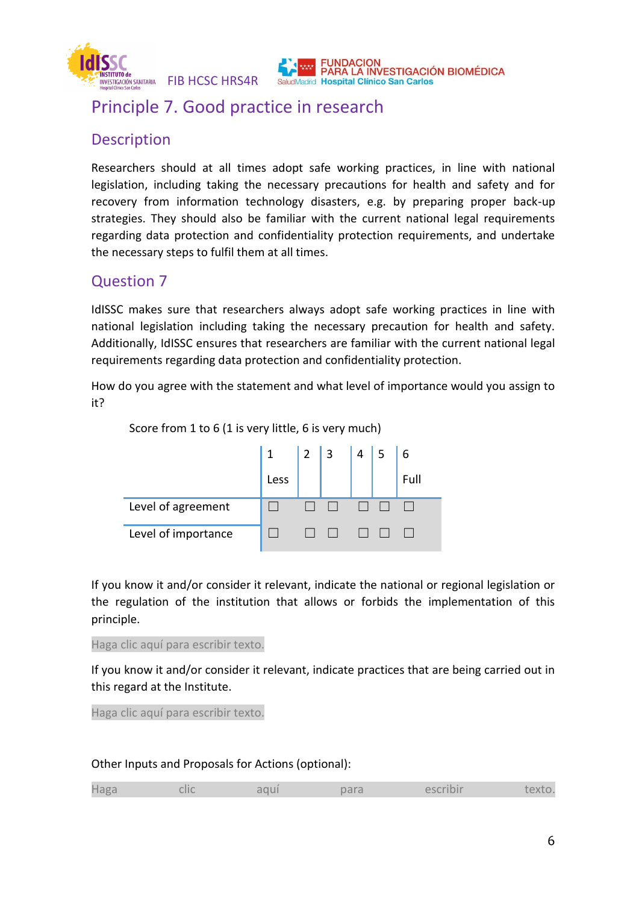# Principle 7. Good practice in research

## Description

Researchers should at all times adopt safe working practices, in line with national legislation, including taking the necessary precautions for health and safety and for recovery from information technology disasters, e.g. by preparing proper back-up strategies. They should also be familiar with the current national legal requirements regarding data protection and confidentiality protection requirements, and undertake the necessary steps to fulfil them at all times.

## Question 7

IdISSC makes sure that researchers always adopt safe working practices in line with national legislation including taking the necessary precaution for health and safety. Additionally, IdISSC ensures that researchers are familiar with the current national legal requirements regarding data protection and confidentiality protection.

How do you agree with the statement and what level of importance would you assign to it?

Score from 1 to 6 (1 is very little, 6 is very much)

| | 1 Less | 2 | 3 | 4 | 5 | 6 Full |
|---|---|---|---|---|---|---|
| Level of agreement | ☐ | ☐ | ☐ | ☐ | ☐ | ☐ |
| Level of importance | ☐ | ☐ | ☐ | ☐ | ☐ | ☐ |

If you know it and/or consider it relevant, indicate the national or regional legislation or the regulation of the institution that allows or forbids the implementation of this principle.

Haga clic aquí para escribir texto.

If you know it and/or consider it relevant, indicate practices that are being carried out in this regard at the Institute.

Haga clic aquí para escribir texto.

Other Inputs and Proposals for Actions (optional):

Haga clic aquí para escribir texto.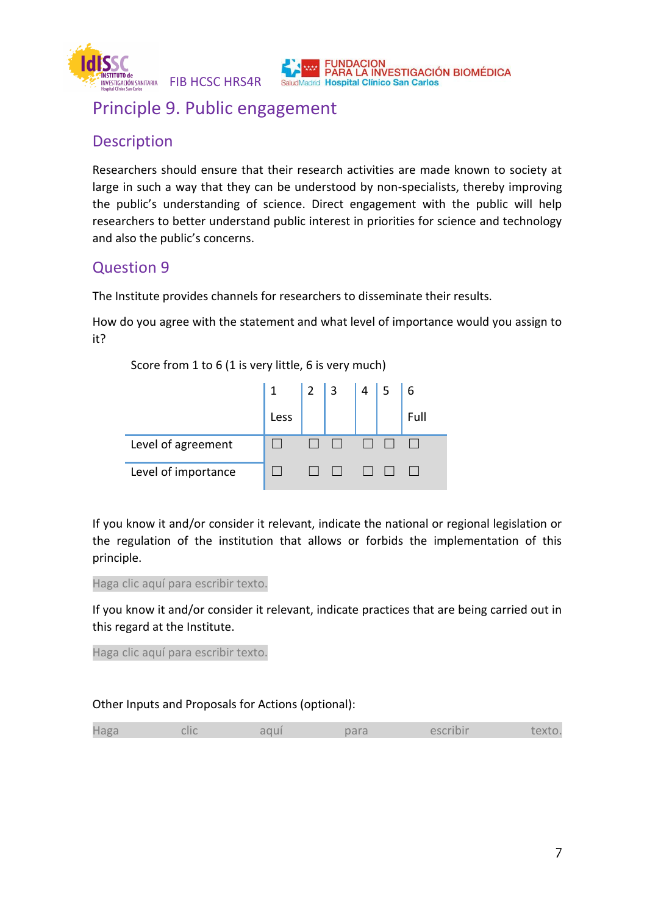# Principle 9. Public engagement

## Description

Researchers should ensure that their research activities are made known to society at large in such a way that they can be understood by non-specialists, thereby improving the public's understanding of science. Direct engagement with the public will help researchers to better understand public interest in priorities for science and technology and also the public's concerns.

## Question 9

The Institute provides channels for researchers to disseminate their results.

How do you agree with the statement and what level of importance would you assign to it?

Score from 1 to 6 (1 is very little, 6 is very much)

| | 1 Less | 2 | 3 | 4 | 5 | 6 Full |
|---|---|---|---|---|---|---|
| Level of agreement | ☐ | ☐ | ☐ | ☐ | ☐ | ☐ |
| Level of importance | ☐ | ☐ | ☐ | ☐ | ☐ | ☐ |

If you know it and/or consider it relevant, indicate the national or regional legislation or the regulation of the institution that allows or forbids the implementation of this principle.

Haga clic aquí para escribir texto.

If you know it and/or consider it relevant, indicate practices that are being carried out in this regard at the Institute.

Haga clic aquí para escribir texto.

Other Inputs and Proposals for Actions (optional):

Haga clic aquí para escribir texto.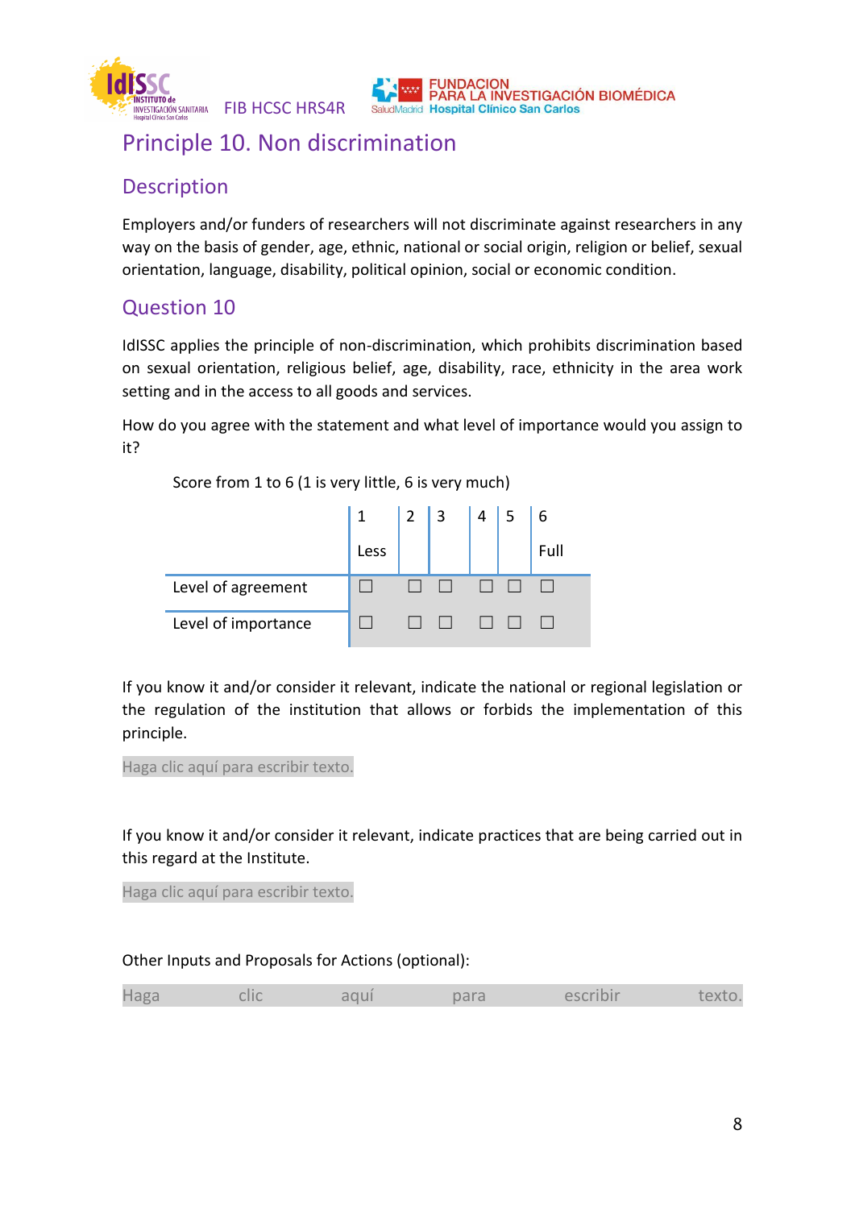# Principle 10. Non discrimination

## Description

Employers and/or funders of researchers will not discriminate against researchers in any way on the basis of gender, age, ethnic, national or social origin, religion or belief, sexual orientation, language, disability, political opinion, social or economic condition.

## Question 10

IdISSC applies the principle of non-discrimination, which prohibits discrimination based on sexual orientation, religious belief, age, disability, race, ethnicity in the area work setting and in the access to all goods and services.

How do you agree with the statement and what level of importance would you assign to it?

Score from 1 to 6 (1 is very little, 6 is very much)

| | 1 Less | 2 | 3 | 4 | 5 | 6 Full |
|---|---|---|---|---|---|---|
| Level of agreement | ☐ | ☐ | ☐ | ☐ | ☐ | ☐ |
| Level of importance | ☐ | ☐ | ☐ | ☐ | ☐ | ☐ |

If you know it and/or consider it relevant, indicate the national or regional legislation or the regulation of the institution that allows or forbids the implementation of this principle.

Haga clic aquí para escribir texto.

If you know it and/or consider it relevant, indicate practices that are being carried out in this regard at the Institute.

Haga clic aquí para escribir texto.

Other Inputs and Proposals for Actions (optional):

Haga clic aquí para escribir texto.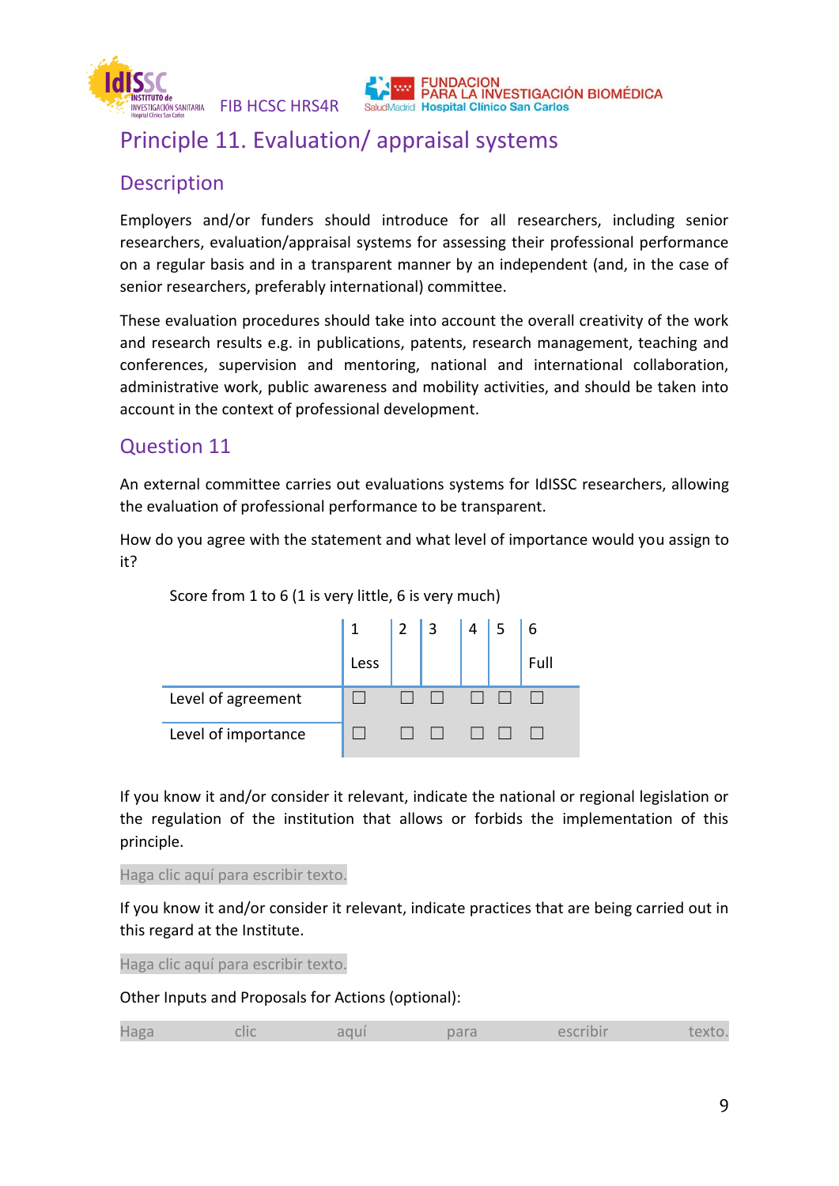# Principle 11. Evaluation/ appraisal systems

## Description

Employers and/or funders should introduce for all researchers, including senior researchers, evaluation/appraisal systems for assessing their professional performance on a regular basis and in a transparent manner by an independent (and, in the case of senior researchers, preferably international) committee.

These evaluation procedures should take into account the overall creativity of the work and research results e.g. in publications, patents, research management, teaching and conferences, supervision and mentoring, national and international collaboration, administrative work, public awareness and mobility activities, and should be taken into account in the context of professional development.

## Question 11

An external committee carries out evaluations systems for IdISSC researchers, allowing the evaluation of professional performance to be transparent.

How do you agree with the statement and what level of importance would you assign to it?

Score from 1 to 6 (1 is very little, 6 is very much)

| | 1 Less | 2 | 3 | 4 | 5 | 6 Full |
|---|---|---|---|---|---|---|
| Level of agreement | ☐ | ☐ | ☐ | ☐ | ☐ | ☐ |
| Level of importance | ☐ | ☐ | ☐ | ☐ | ☐ | ☐ |

If you know it and/or consider it relevant, indicate the national or regional legislation or the regulation of the institution that allows or forbids the implementation of this principle.

Haga clic aquí para escribir texto.

If you know it and/or consider it relevant, indicate practices that are being carried out in this regard at the Institute.

Haga clic aquí para escribir texto.

Other Inputs and Proposals for Actions (optional):

Haga clic aquí para escribir texto.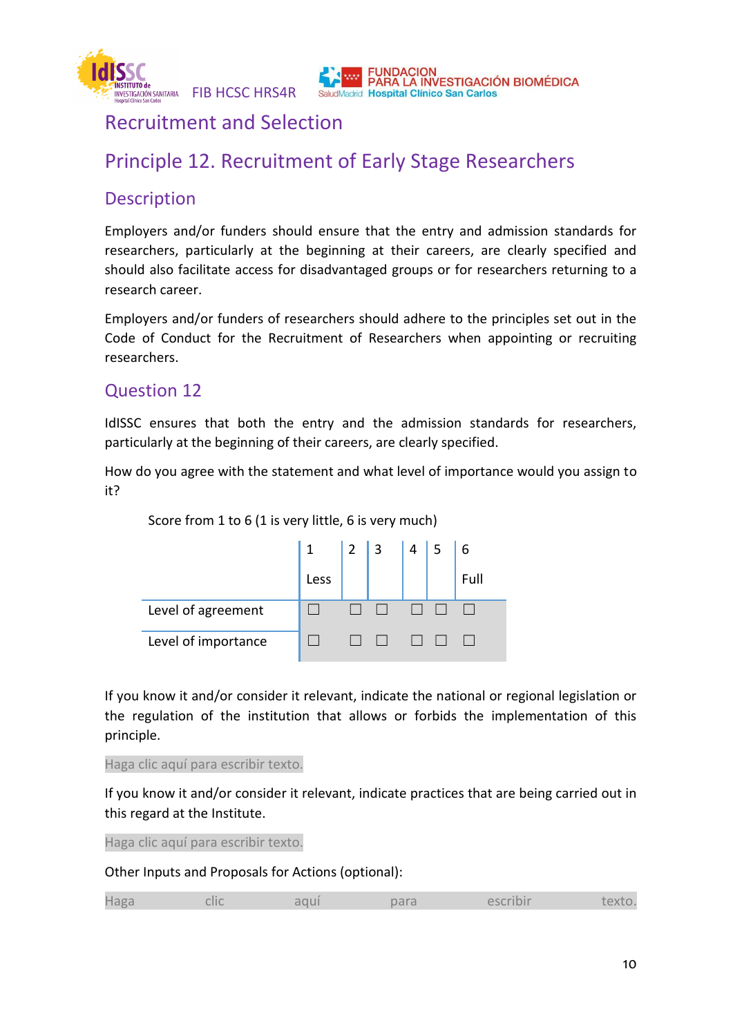# Recruitment and Selection

## Principle 12. Recruitment of Early Stage Researchers

### Description

Employers and/or funders should ensure that the entry and admission standards for researchers, particularly at the beginning at their careers, are clearly specified and should also facilitate access for disadvantaged groups or for researchers returning to a research career.

Employers and/or funders of researchers should adhere to the principles set out in the Code of Conduct for the Recruitment of Researchers when appointing or recruiting researchers.

### Question 12

IdISSC ensures that both the entry and the admission standards for researchers, particularly at the beginning of their careers, are clearly specified.

How do you agree with the statement and what level of importance would you assign to it?

Score from 1 to 6 (1 is very little, 6 is very much)

| | 1<br>Less | 2 | 3 | 4 | 5 | 6<br>Full |
|---|---|---|---|---|---|---|
| Level of agreement | ☐ | ☐ | ☐ | ☐ | ☐ | ☐ |
| Level of importance | ☐ | ☐ | ☐ | ☐ | ☐ | ☐ |

If you know it and/or consider it relevant, indicate the national or regional legislation or the regulation of the institution that allows or forbids the implementation of this principle.

Haga clic aquí para escribir texto.

If you know it and/or consider it relevant, indicate practices that are being carried out in this regard at the Institute.

Haga clic aquí para escribir texto.

Other Inputs and Proposals for Actions (optional):

Haga clic aquí para escribir texto.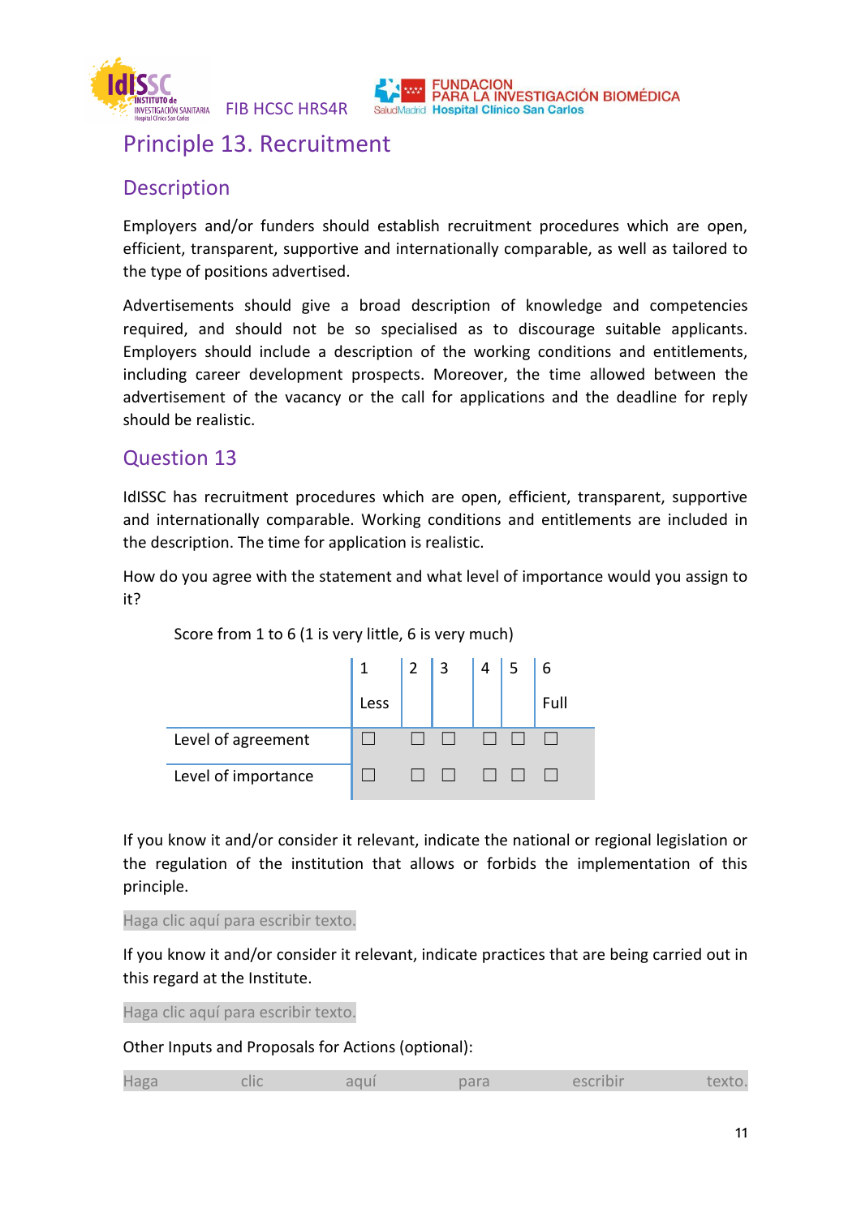# Principle 13. Recruitment

## Description

Employers and/or funders should establish recruitment procedures which are open, efficient, transparent, supportive and internationally comparable, as well as tailored to the type of positions advertised.

Advertisements should give a broad description of knowledge and competencies required, and should not be so specialised as to discourage suitable applicants. Employers should include a description of the working conditions and entitlements, including career development prospects. Moreover, the time allowed between the advertisement of the vacancy or the call for applications and the deadline for reply should be realistic.

## Question 13

IdISSC has recruitment procedures which are open, efficient, transparent, supportive and internationally comparable. Working conditions and entitlements are included in the description. The time for application is realistic.

How do you agree with the statement and what level of importance would you assign to it?

Score from 1 to 6 (1 is very little, 6 is very much)

| | 1 Less | 2 | 3 | 4 | 5 | 6 Full |
|---|---|---|---|---|---|---|
| Level of agreement | ☐ | ☐ | ☐ | ☐ | ☐ | ☐ |
| Level of importance | ☐ | ☐ | ☐ | ☐ | ☐ | ☐ |

If you know it and/or consider it relevant, indicate the national or regional legislation or the regulation of the institution that allows or forbids the implementation of this principle.

Haga clic aquí para escribir texto.

If you know it and/or consider it relevant, indicate practices that are being carried out in this regard at the Institute.

Haga clic aquí para escribir texto.

Other Inputs and Proposals for Actions (optional):

Haga clic aquí para escribir texto.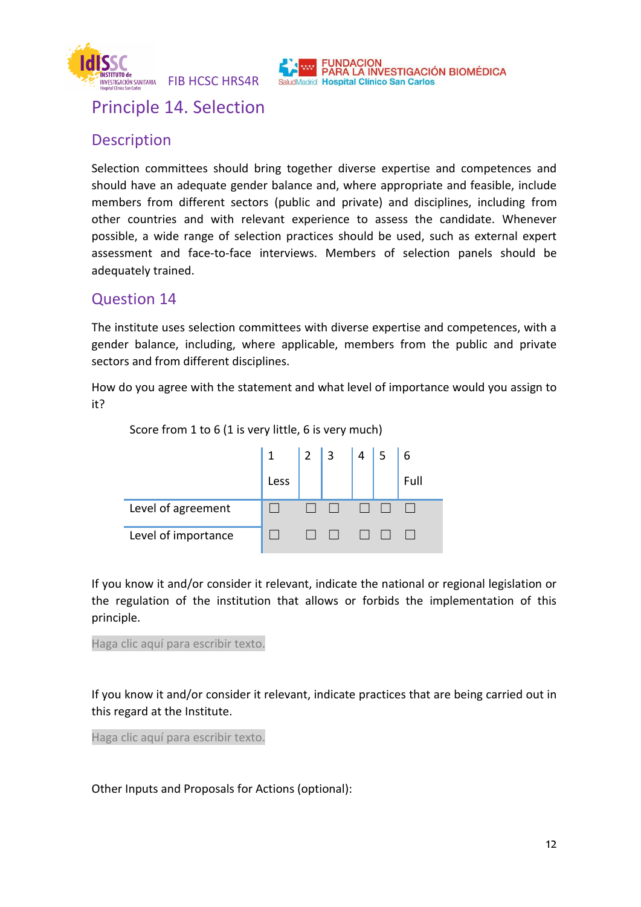# Principle 14. Selection

## Description

Selection committees should bring together diverse expertise and competences and should have an adequate gender balance and, where appropriate and feasible, include members from different sectors (public and private) and disciplines, including from other countries and with relevant experience to assess the candidate. Whenever possible, a wide range of selection practices should be used, such as external expert assessment and face-to-face interviews. Members of selection panels should be adequately trained.

## Question 14

The institute uses selection committees with diverse expertise and competences, with a gender balance, including, where applicable, members from the public and private sectors and from different disciplines.

How do you agree with the statement and what level of importance would you assign to it?

Score from 1 to 6 (1 is very little, 6 is very much)

| | 1 Less | 2 | 3 | 4 | 5 | 6 Full |
|---|---|---|---|---|---|---|
| Level of agreement | ☐ | ☐ | ☐ | ☐ | ☐ | ☐ |
| Level of importance | ☐ | ☐ | ☐ | ☐ | ☐ | ☐ |

If you know it and/or consider it relevant, indicate the national or regional legislation or the regulation of the institution that allows or forbids the implementation of this principle.

Haga clic aquí para escribir texto.

If you know it and/or consider it relevant, indicate practices that are being carried out in this regard at the Institute.

Haga clic aquí para escribir texto.

Other Inputs and Proposals for Actions (optional):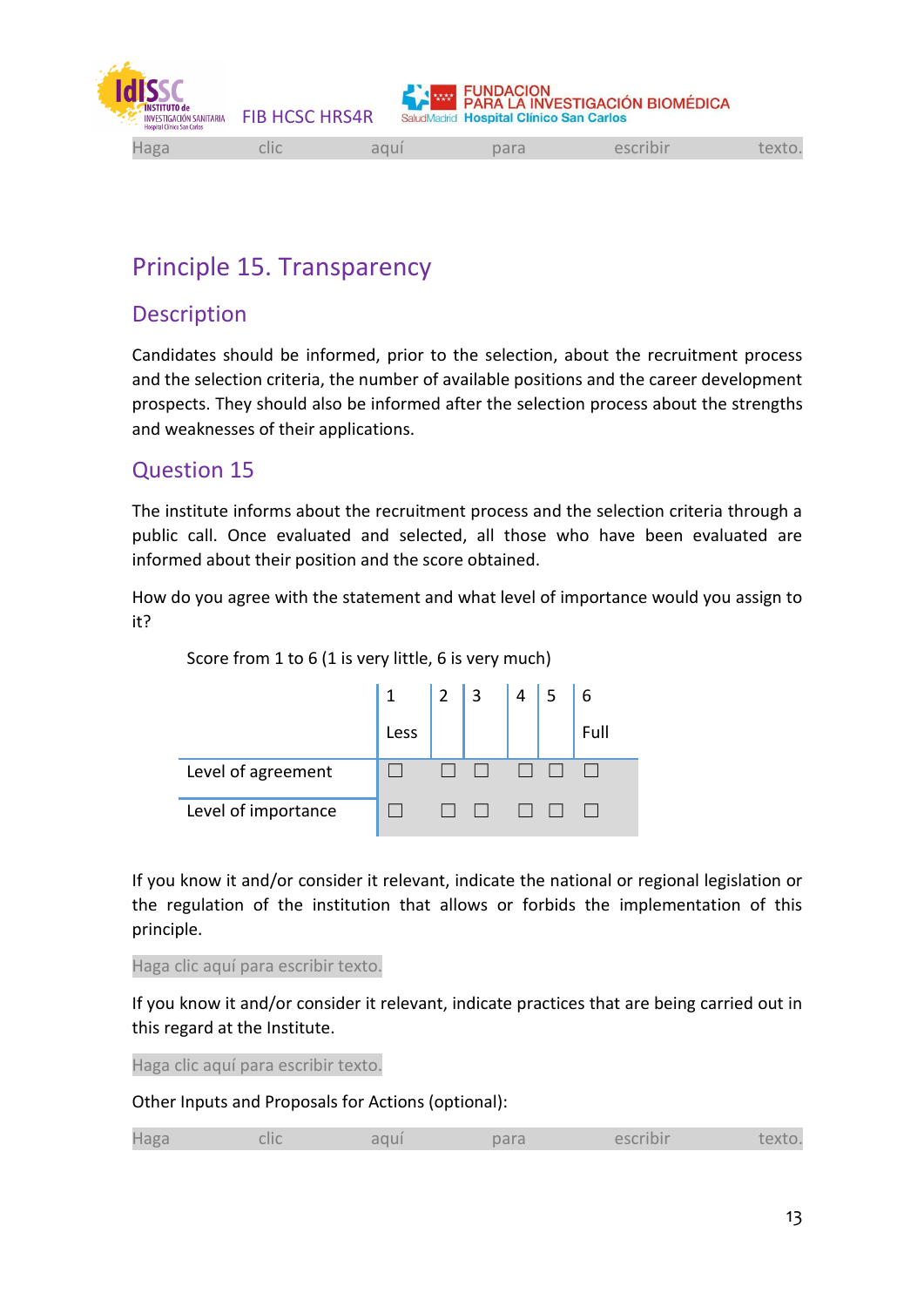# Principle 15. Transparency

## Description

Candidates should be informed, prior to the selection, about the recruitment process and the selection criteria, the number of available positions and the career development prospects. They should also be informed after the selection process about the strengths and weaknesses of their applications.

## Question 15

The institute informs about the recruitment process and the selection criteria through a public call. Once evaluated and selected, all those who have been evaluated are informed about their position and the score obtained.

How do you agree with the statement and what level of importance would you assign to it?

Score from 1 to 6 (1 is very little, 6 is very much)

| | 1<br>Less | 2 | 3 | 4 | 5 | 6<br>Full |
|---|---|---|---|---|---|---|
| Level of agreement | ☐ | ☐ | ☐ | ☐ | ☐ | ☐ |
| Level of importance | ☐ | ☐ | ☐ | ☐ | ☐ | ☐ |

If you know it and/or consider it relevant, indicate the national or regional legislation or the regulation of the institution that allows or forbids the implementation of this principle.

Haga clic aquí para escribir texto.

If you know it and/or consider it relevant, indicate practices that are being carried out in this regard at the Institute.

Haga clic aquí para escribir texto.

Other Inputs and Proposals for Actions (optional):

Haga clic aquí para escribir texto.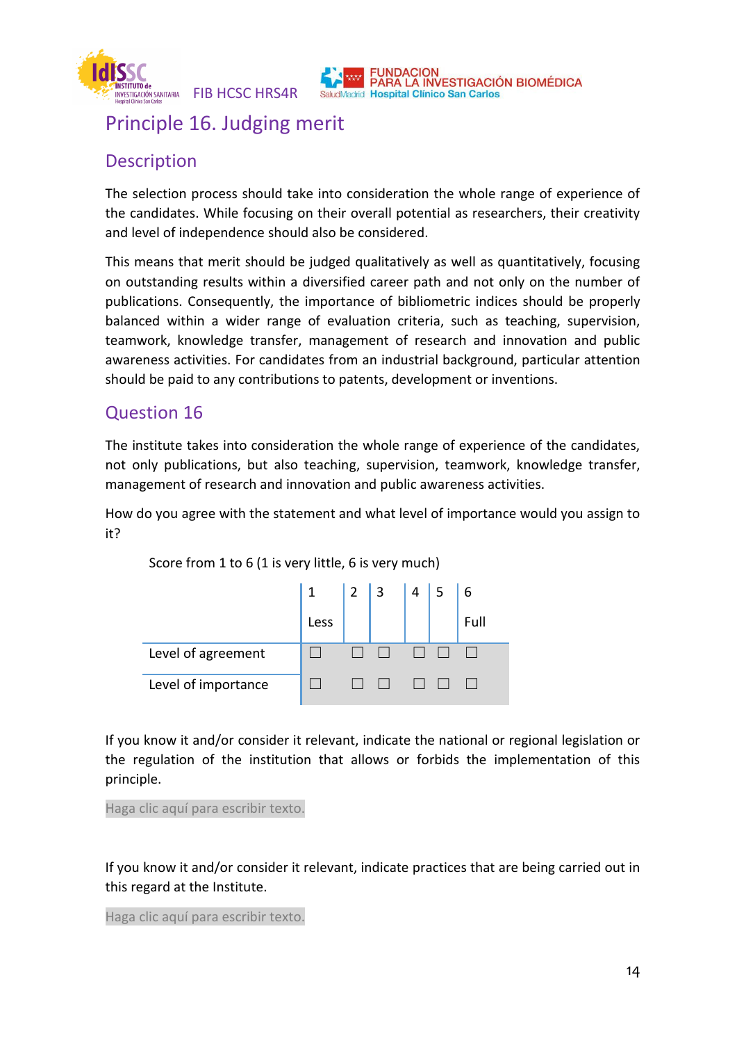# Principle 16. Judging merit

## Description

The selection process should take into consideration the whole range of experience of the candidates. While focusing on their overall potential as researchers, their creativity and level of independence should also be considered.

This means that merit should be judged qualitatively as well as quantitatively, focusing on outstanding results within a diversified career path and not only on the number of publications. Consequently, the importance of bibliometric indices should be properly balanced within a wider range of evaluation criteria, such as teaching, supervision, teamwork, knowledge transfer, management of research and innovation and public awareness activities. For candidates from an industrial background, particular attention should be paid to any contributions to patents, development or inventions.

## Question 16

The institute takes into consideration the whole range of experience of the candidates, not only publications, but also teaching, supervision, teamwork, knowledge transfer, management of research and innovation and public awareness activities.

How do you agree with the statement and what level of importance would you assign to it?

Score from 1 to 6 (1 is very little, 6 is very much)

| | 1 Less | 2 | 3 | 4 | 5 | 6 Full |
|---|---|---|---|---|---|---|
| Level of agreement | ☐ | ☐ | ☐ | ☐ | ☐ | ☐ |
| Level of importance | ☐ | ☐ | ☐ | ☐ | ☐ | ☐ |

If you know it and/or consider it relevant, indicate the national or regional legislation or the regulation of the institution that allows or forbids the implementation of this principle.

Haga clic aquí para escribir texto.

If you know it and/or consider it relevant, indicate practices that are being carried out in this regard at the Institute.

Haga clic aquí para escribir texto.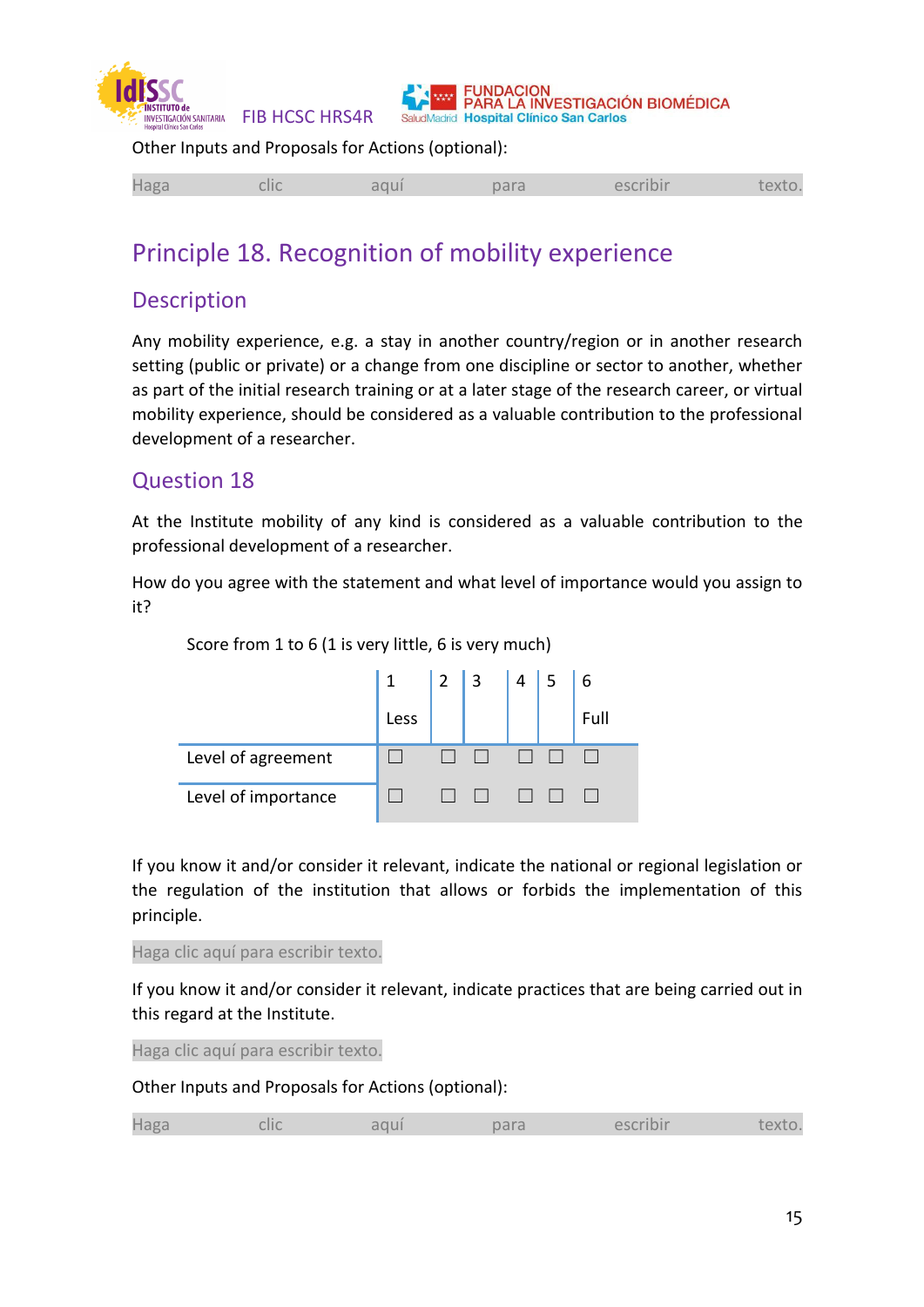Other Inputs and Proposals for Actions (optional):

Haga clic aquí para escribir texto.

## Principle 18. Recognition of mobility experience

### Description

Any mobility experience, e.g. a stay in another country/region or in another research setting (public or private) or a change from one discipline or sector to another, whether as part of the initial research training or at a later stage of the research career, or virtual mobility experience, should be considered as a valuable contribution to the professional development of a researcher.

### Question 18

At the Institute mobility of any kind is considered as a valuable contribution to the professional development of a researcher.

How do you agree with the statement and what level of importance would you assign to it?

Score from 1 to 6 (1 is very little, 6 is very much)

| | 1 Less | 2 | 3 | 4 | 5 | 6 Full |
|---|---|---|---|---|---|---|
| Level of agreement | ☐ | ☐ | ☐ | ☐ | ☐ | ☐ |
| Level of importance | ☐ | ☐ | ☐ | ☐ | ☐ | ☐ |

If you know it and/or consider it relevant, indicate the national or regional legislation or the regulation of the institution that allows or forbids the implementation of this principle.

Haga clic aquí para escribir texto.

If you know it and/or consider it relevant, indicate practices that are being carried out in this regard at the Institute.

Haga clic aquí para escribir texto.

Other Inputs and Proposals for Actions (optional):

Haga clic aquí para escribir texto.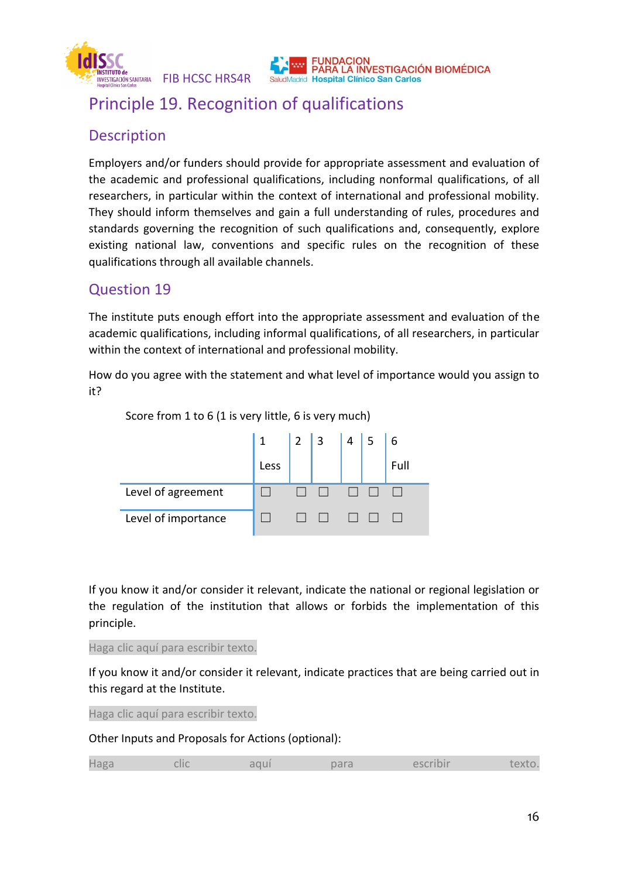# Principle 19. Recognition of qualifications

## Description

Employers and/or funders should provide for appropriate assessment and evaluation of the academic and professional qualifications, including nonformal qualifications, of all researchers, in particular within the context of international and professional mobility. They should inform themselves and gain a full understanding of rules, procedures and standards governing the recognition of such qualifications and, consequently, explore existing national law, conventions and specific rules on the recognition of these qualifications through all available channels.

## Question 19

The institute puts enough effort into the appropriate assessment and evaluation of the academic qualifications, including informal qualifications, of all researchers, in particular within the context of international and professional mobility.

How do you agree with the statement and what level of importance would you assign to it?

Score from 1 to 6 (1 is very little, 6 is very much)

| | 1 Less | 2 | 3 | 4 | 5 | 6 Full |
|---|---|---|---|---|---|---|
| Level of agreement | ☐ | ☐ | ☐ | ☐ | ☐ | ☐ |
| Level of importance | ☐ | ☐ | ☐ | ☐ | ☐ | ☐ |

If you know it and/or consider it relevant, indicate the national or regional legislation or the regulation of the institution that allows or forbids the implementation of this principle.

Haga clic aquí para escribir texto.

If you know it and/or consider it relevant, indicate practices that are being carried out in this regard at the Institute.

Haga clic aquí para escribir texto.

Other Inputs and Proposals for Actions (optional):

Haga clic aquí para escribir texto.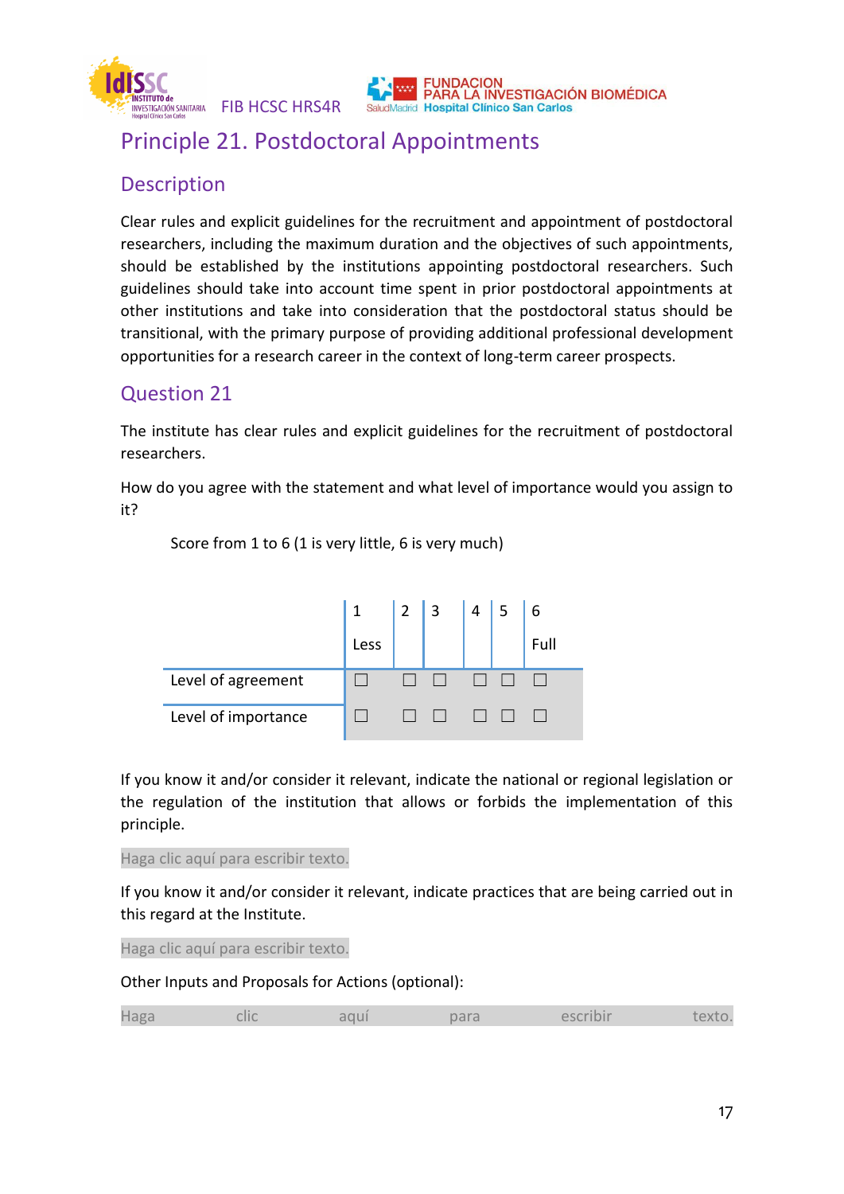# Principle 21. Postdoctoral Appointments

## Description

Clear rules and explicit guidelines for the recruitment and appointment of postdoctoral researchers, including the maximum duration and the objectives of such appointments, should be established by the institutions appointing postdoctoral researchers. Such guidelines should take into account time spent in prior postdoctoral appointments at other institutions and take into consideration that the postdoctoral status should be transitional, with the primary purpose of providing additional professional development opportunities for a research career in the context of long-term career prospects.

## Question 21

The institute has clear rules and explicit guidelines for the recruitment of postdoctoral researchers.

How do you agree with the statement and what level of importance would you assign to it?

Score from 1 to 6 (1 is very little, 6 is very much)

| | 1 Less | 2 | 3 | 4 | 5 | 6 Full |
|---|---|---|---|---|---|---|
| Level of agreement | ☐ | ☐ | ☐ | ☐ | ☐ | ☐ |
| Level of importance | ☐ | ☐ | ☐ | ☐ | ☐ | ☐ |

If you know it and/or consider it relevant, indicate the national or regional legislation or the regulation of the institution that allows or forbids the implementation of this principle.

Haga clic aquí para escribir texto.

If you know it and/or consider it relevant, indicate practices that are being carried out in this regard at the Institute.

Haga clic aquí para escribir texto.

Other Inputs and Proposals for Actions (optional):

Haga clic aquí para escribir texto.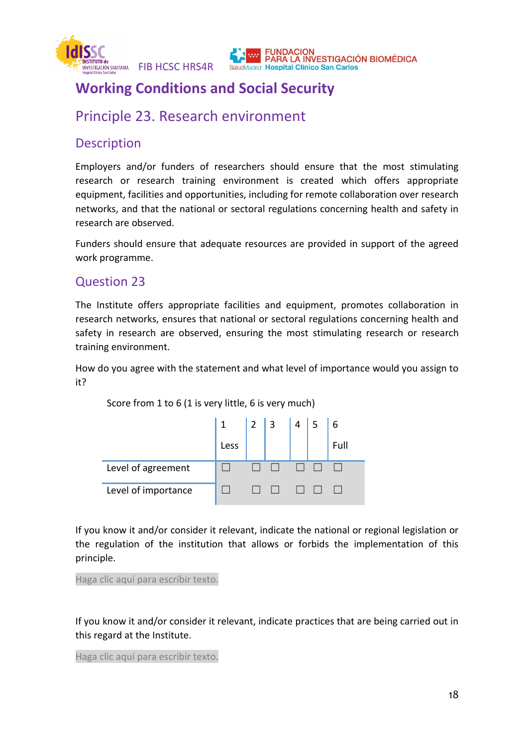# Working Conditions and Social Security

## Principle 23. Research environment

### Description

Employers and/or funders of researchers should ensure that the most stimulating research or research training environment is created which offers appropriate equipment, facilities and opportunities, including for remote collaboration over research networks, and that the national or sectoral regulations concerning health and safety in research are observed.

Funders should ensure that adequate resources are provided in support of the agreed work programme.

### Question 23

The Institute offers appropriate facilities and equipment, promotes collaboration in research networks, ensures that national or sectoral regulations concerning health and safety in research are observed, ensuring the most stimulating research or research training environment.

How do you agree with the statement and what level of importance would you assign to it?

Score from 1 to 6 (1 is very little, 6 is very much)

| | 1 Less | 2 | 3 | 4 | 5 | 6 Full |
|---|---|---|---|---|---|---|
| Level of agreement | ☐ | ☐ | ☐ | ☐ | ☐ | ☐ |
| Level of importance | ☐ | ☐ | ☐ | ☐ | ☐ | ☐ |

If you know it and/or consider it relevant, indicate the national or regional legislation or the regulation of the institution that allows or forbids the implementation of this principle.

Haga clic aquí para escribir texto.

If you know it and/or consider it relevant, indicate practices that are being carried out in this regard at the Institute.

Haga clic aquí para escribir texto.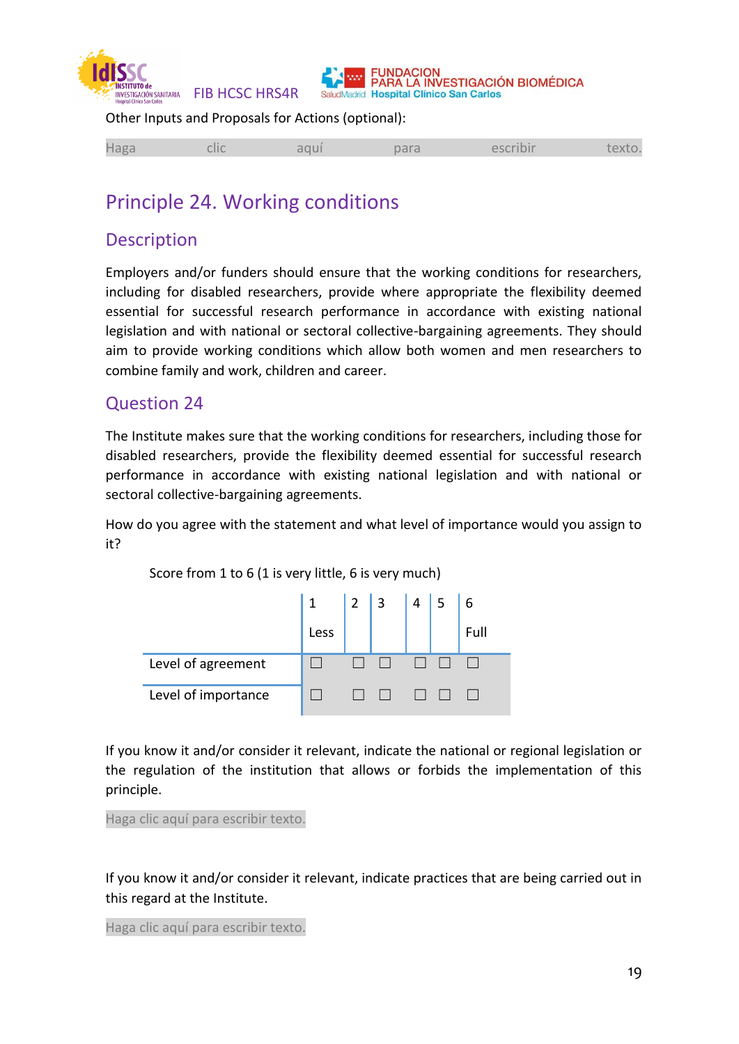Other Inputs and Proposals for Actions (optional):

Haga clic aquí para escribir texto.

## Principle 24. Working conditions

### Description

Employers and/or funders should ensure that the working conditions for researchers, including for disabled researchers, provide where appropriate the flexibility deemed essential for successful research performance in accordance with existing national legislation and with national or sectoral collective-bargaining agreements. They should aim to provide working conditions which allow both women and men researchers to combine family and work, children and career.

### Question 24

The Institute makes sure that the working conditions for researchers, including those for disabled researchers, provide the flexibility deemed essential for successful research performance in accordance with existing national legislation and with national or sectoral collective-bargaining agreements.

How do you agree with the statement and what level of importance would you assign to it?

Score from 1 to 6 (1 is very little, 6 is very much)

| | 1 Less | 2 | 3 | 4 | 5 | 6 Full |
|---|---|---|---|---|---|---|
| Level of agreement | ☐ | ☐ | ☐ | ☐ | ☐ | ☐ |
| Level of importance | ☐ | ☐ | ☐ | ☐ | ☐ | ☐ |

If you know it and/or consider it relevant, indicate the national or regional legislation or the regulation of the institution that allows or forbids the implementation of this principle.

Haga clic aquí para escribir texto.

If you know it and/or consider it relevant, indicate practices that are being carried out in this regard at the Institute.

Haga clic aquí para escribir texto.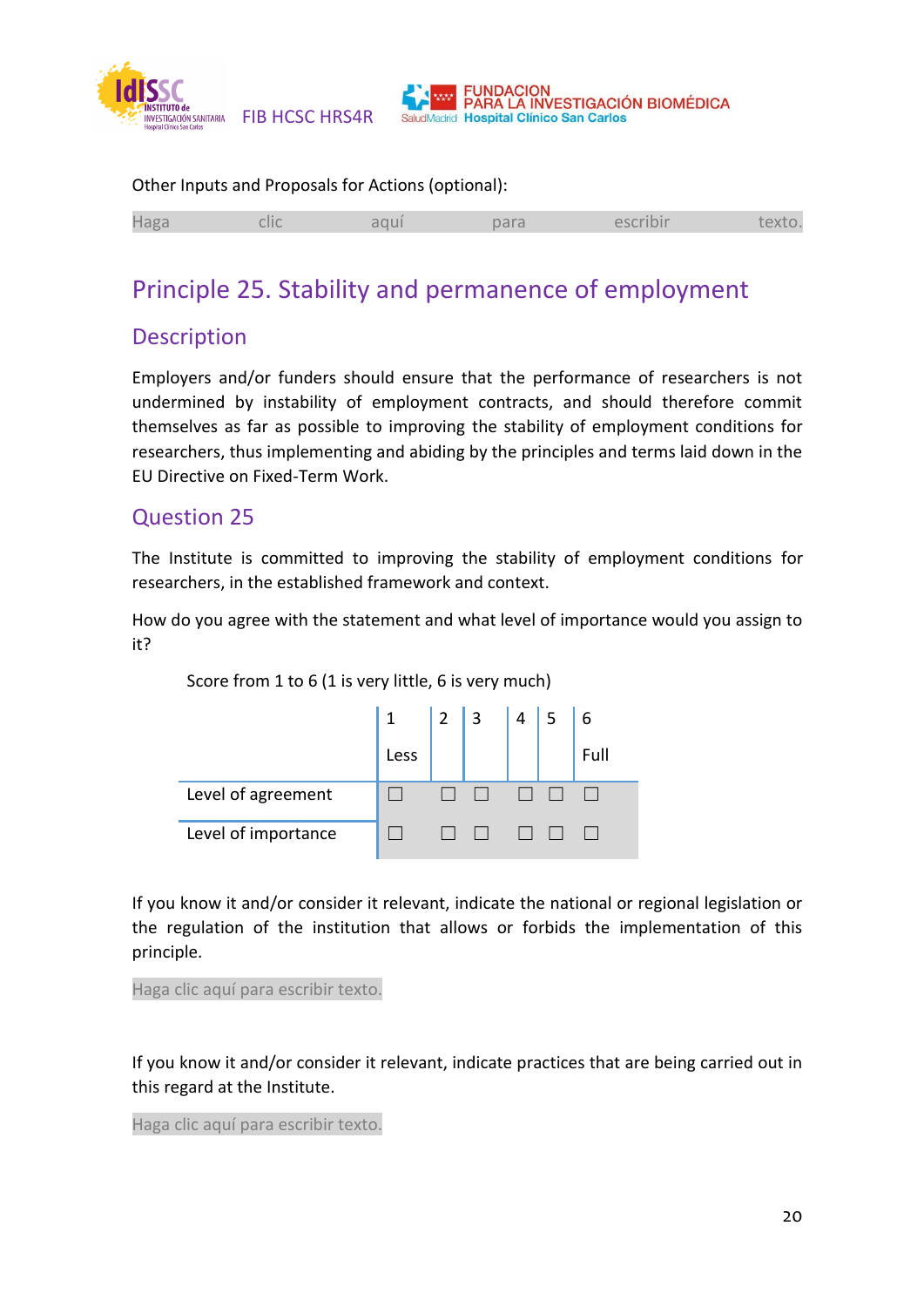Other Inputs and Proposals for Actions (optional):

Haga clic aquí para escribir texto.

# Principle 25. Stability and permanence of employment

## Description

Employers and/or funders should ensure that the performance of researchers is not undermined by instability of employment contracts, and should therefore commit themselves as far as possible to improving the stability of employment conditions for researchers, thus implementing and abiding by the principles and terms laid down in the EU Directive on Fixed-Term Work.

## Question 25

The Institute is committed to improving the stability of employment conditions for researchers, in the established framework and context.

How do you agree with the statement and what level of importance would you assign to it?

Score from 1 to 6 (1 is very little, 6 is very much)

| | 1 Less | 2 | 3 | 4 | 5 | 6 Full |
|---|---|---|---|---|---|---|
| Level of agreement | ☐ | ☐ | ☐ | ☐ | ☐ | ☐ |
| Level of importance | ☐ | ☐ | ☐ | ☐ | ☐ | ☐ |

If you know it and/or consider it relevant, indicate the national or regional legislation or the regulation of the institution that allows or forbids the implementation of this principle.

Haga clic aquí para escribir texto.

If you know it and/or consider it relevant, indicate practices that are being carried out in this regard at the Institute.

Haga clic aquí para escribir texto.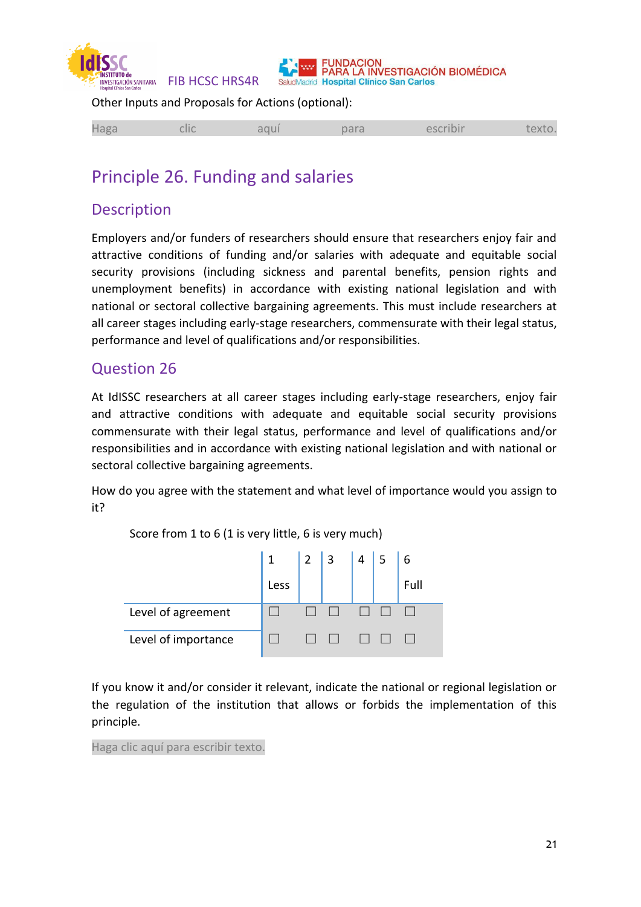Other Inputs and Proposals for Actions (optional):

Haga clic aquí para escribir texto.

# Principle 26. Funding and salaries

## Description

Employers and/or funders of researchers should ensure that researchers enjoy fair and attractive conditions of funding and/or salaries with adequate and equitable social security provisions (including sickness and parental benefits, pension rights and unemployment benefits) in accordance with existing national legislation and with national or sectoral collective bargaining agreements. This must include researchers at all career stages including early-stage researchers, commensurate with their legal status, performance and level of qualifications and/or responsibilities.

## Question 26

At IdISSC researchers at all career stages including early-stage researchers, enjoy fair and attractive conditions with adequate and equitable social security provisions commensurate with their legal status, performance and level of qualifications and/or responsibilities and in accordance with existing national legislation and with national or sectoral collective bargaining agreements.

How do you agree with the statement and what level of importance would you assign to it?

Score from 1 to 6 (1 is very little, 6 is very much)

| | 1 Less | 2 | 3 | 4 | 5 | 6 Full |
|---|---|---|---|---|---|---|
| Level of agreement | ☐ | ☐ | ☐ | ☐ | ☐ | ☐ |
| Level of importance | ☐ | ☐ | ☐ | ☐ | ☐ | ☐ |

If you know it and/or consider it relevant, indicate the national or regional legislation or the regulation of the institution that allows or forbids the implementation of this principle.

Haga clic aquí para escribir texto.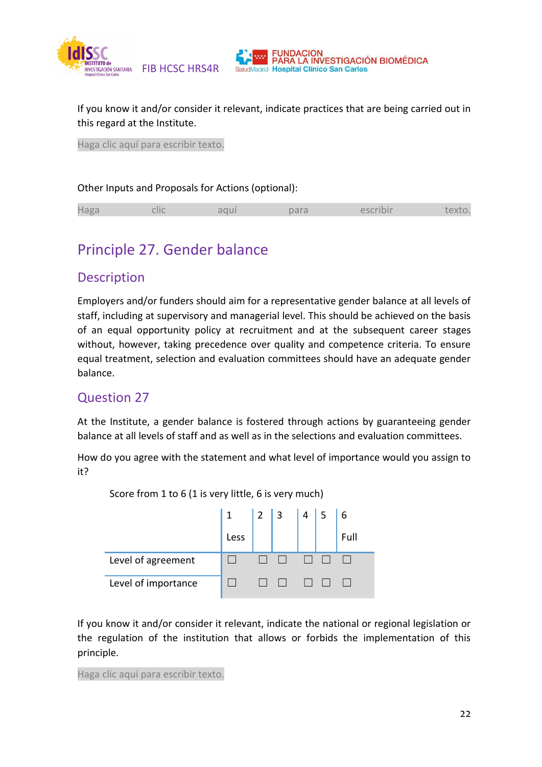If you know it and/or consider it relevant, indicate practices that are being carried out in this regard at the Institute.

Haga clic aquí para escribir texto.

Other Inputs and Proposals for Actions (optional):

Haga clic aquí para escribir texto.

## Principle 27. Gender balance

### Description

Employers and/or funders should aim for a representative gender balance at all levels of staff, including at supervisory and managerial level. This should be achieved on the basis of an equal opportunity policy at recruitment and at the subsequent career stages without, however, taking precedence over quality and competence criteria. To ensure equal treatment, selection and evaluation committees should have an adequate gender balance.

### Question 27

At the Institute, a gender balance is fostered through actions by guaranteeing gender balance at all levels of staff and as well as in the selections and evaluation committees.

How do you agree with the statement and what level of importance would you assign to it?

Score from 1 to 6 (1 is very little, 6 is very much)

| | 1 Less | 2 | 3 | 4 | 5 | 6 Full |
|---|---|---|---|---|---|---|
| Level of agreement | ☐ | ☐ | ☐ | ☐ | ☐ | ☐ |
| Level of importance | ☐ | ☐ | ☐ | ☐ | ☐ | ☐ |

If you know it and/or consider it relevant, indicate the national or regional legislation or the regulation of the institution that allows or forbids the implementation of this principle.

Haga clic aquí para escribir texto.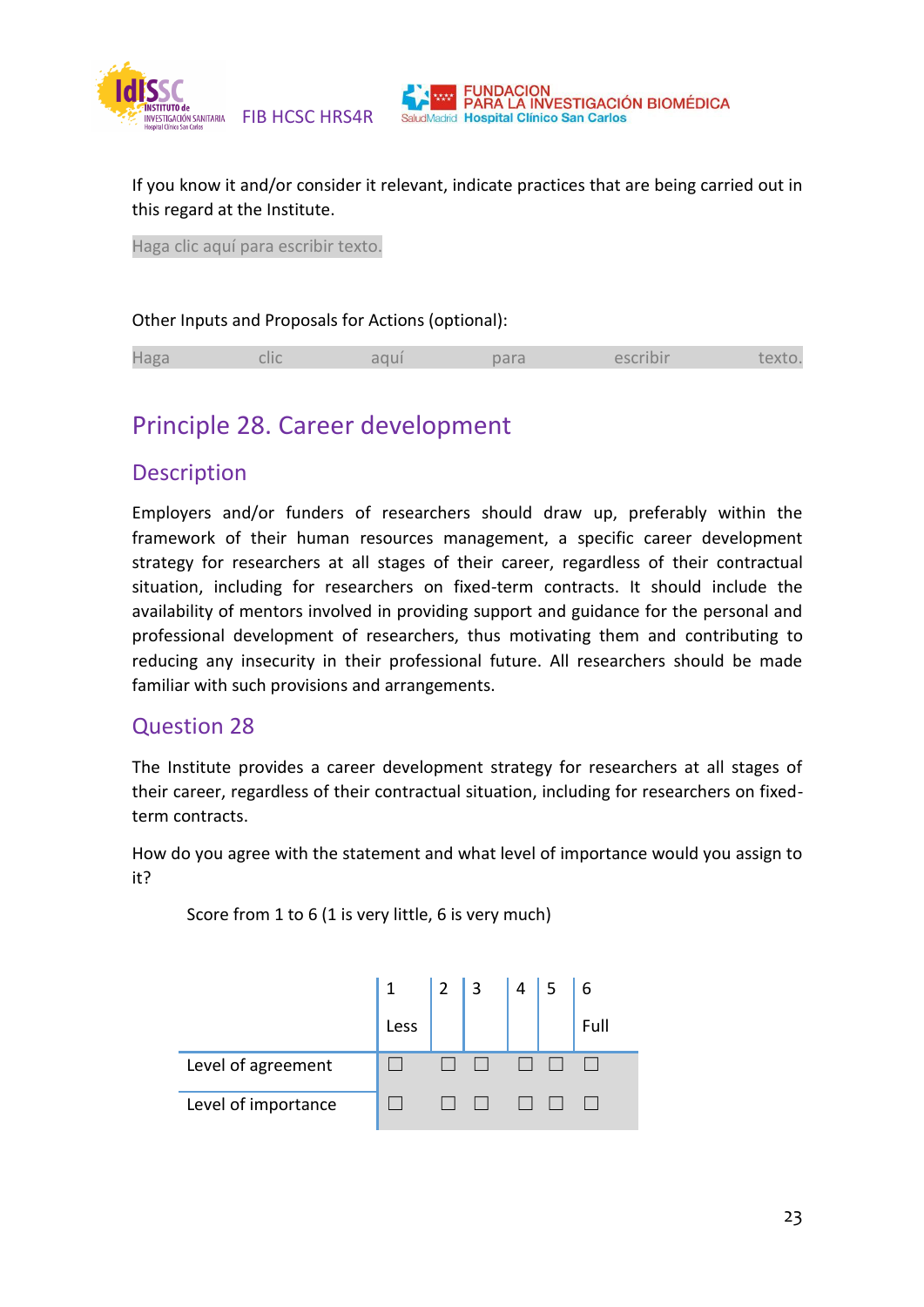If you know it and/or consider it relevant, indicate practices that are being carried out in this regard at the Institute.

Haga clic aquí para escribir texto.

Other Inputs and Proposals for Actions (optional):

Haga clic aquí para escribir texto.

## Principle 28. Career development

### Description

Employers and/or funders of researchers should draw up, preferably within the framework of their human resources management, a specific career development strategy for researchers at all stages of their career, regardless of their contractual situation, including for researchers on fixed-term contracts. It should include the availability of mentors involved in providing support and guidance for the personal and professional development of researchers, thus motivating them and contributing to reducing any insecurity in their professional future. All researchers should be made familiar with such provisions and arrangements.

### Question 28

The Institute provides a career development strategy for researchers at all stages of their career, regardless of their contractual situation, including for researchers on fixed-term contracts.

How do you agree with the statement and what level of importance would you assign to it?

Score from 1 to 6 (1 is very little, 6 is very much)

| | 1 Less | 2 | 3 | 4 | 5 | 6 Full |
|---|---|---|---|---|---|---|
| Level of agreement | ☐ | ☐ | ☐ | ☐ | ☐ | ☐ |
| Level of importance | ☐ | ☐ | ☐ | ☐ | ☐ | ☐ |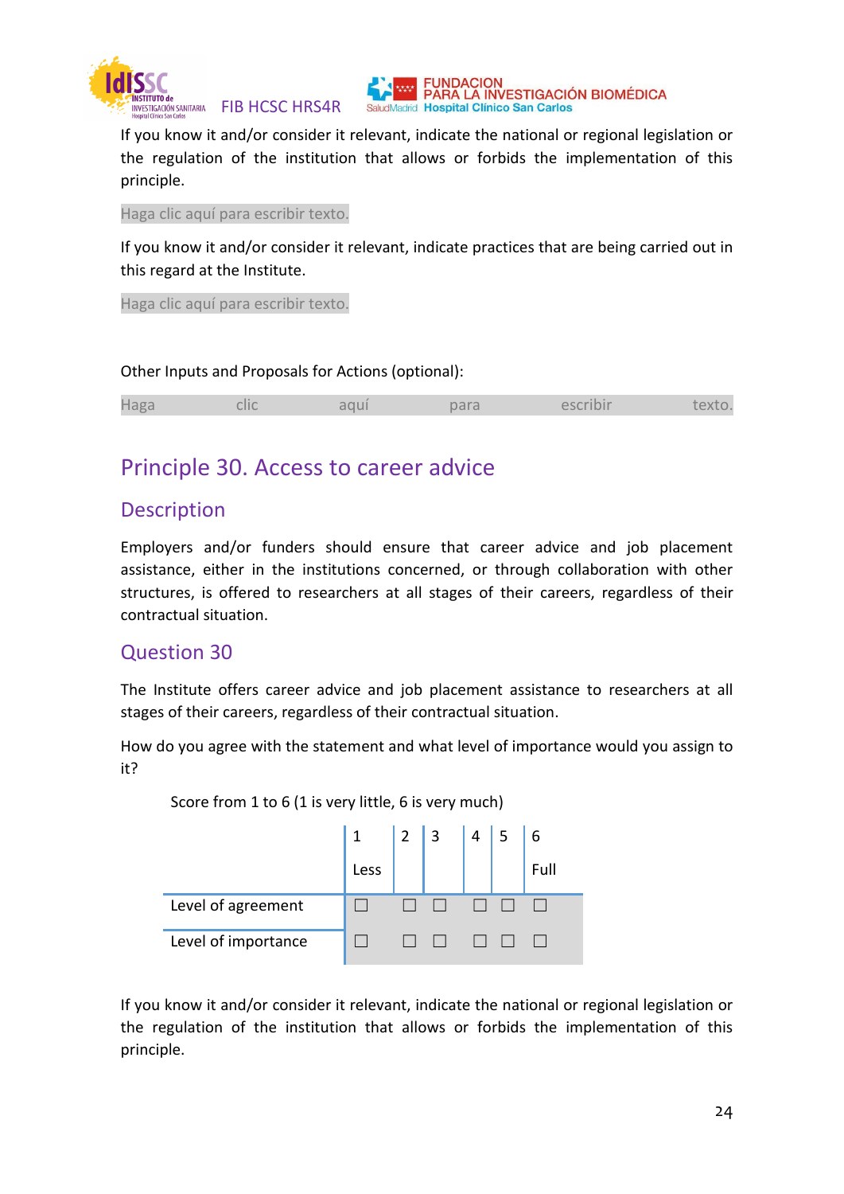If you know it and/or consider it relevant, indicate the national or regional legislation or the regulation of the institution that allows or forbids the implementation of this principle.

Haga clic aquí para escribir texto.

If you know it and/or consider it relevant, indicate practices that are being carried out in this regard at the Institute.

Haga clic aquí para escribir texto.

Other Inputs and Proposals for Actions (optional):

Haga clic aquí para escribir texto.

## Principle 30. Access to career advice

### Description

Employers and/or funders should ensure that career advice and job placement assistance, either in the institutions concerned, or through collaboration with other structures, is offered to researchers at all stages of their careers, regardless of their contractual situation.

### Question 30

The Institute offers career advice and job placement assistance to researchers at all stages of their careers, regardless of their contractual situation.

How do you agree with the statement and what level of importance would you assign to it?

Score from 1 to 6 (1 is very little, 6 is very much)

| | 1 Less | 2 | 3 | 4 | 5 | 6 Full |
|---|---|---|---|---|---|---|
| Level of agreement | ☐ | ☐ | ☐ | ☐ | ☐ | ☐ |
| Level of importance | ☐ | ☐ | ☐ | ☐ | ☐ | ☐ |

If you know it and/or consider it relevant, indicate the national or regional legislation or the regulation of the institution that allows or forbids the implementation of this principle.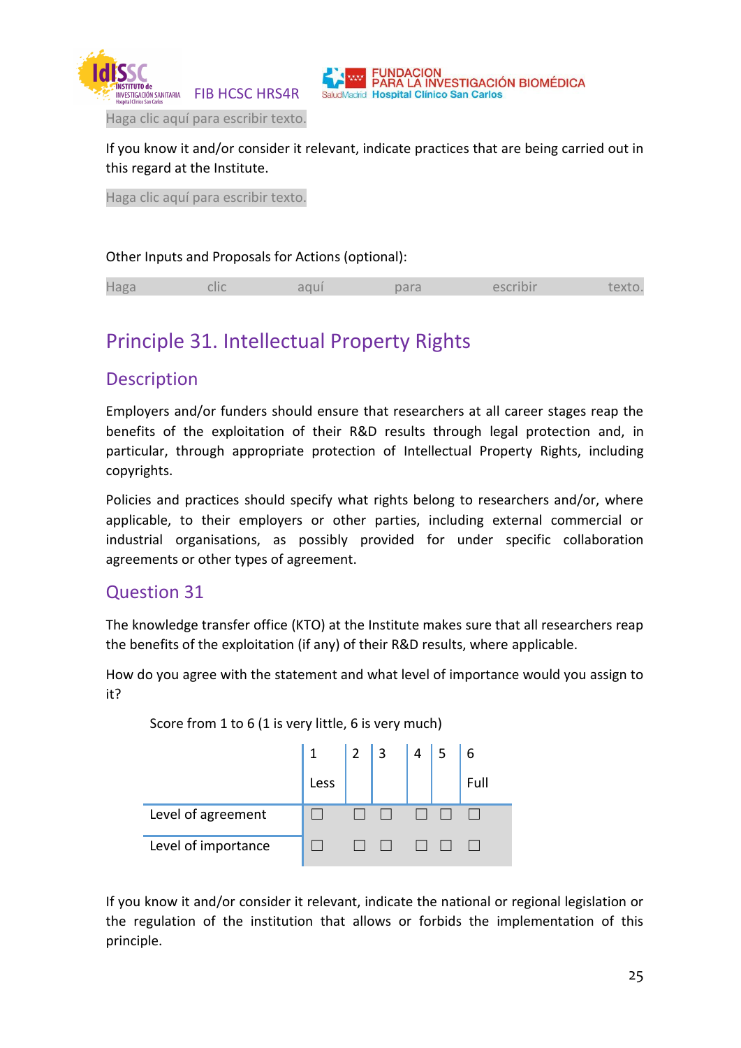Haga clic aquí para escribir texto.

If you know it and/or consider it relevant, indicate practices that are being carried out in this regard at the Institute.

Haga clic aquí para escribir texto.

Other Inputs and Proposals for Actions (optional):

Haga clic aquí para escribir texto.

# Principle 31. Intellectual Property Rights

## Description

Employers and/or funders should ensure that researchers at all career stages reap the benefits of the exploitation of their R&D results through legal protection and, in particular, through appropriate protection of Intellectual Property Rights, including copyrights.

Policies and practices should specify what rights belong to researchers and/or, where applicable, to their employers or other parties, including external commercial or industrial organisations, as possibly provided for under specific collaboration agreements or other types of agreement.

## Question 31

The knowledge transfer office (KTO) at the Institute makes sure that all researchers reap the benefits of the exploitation (if any) of their R&D results, where applicable.

How do you agree with the statement and what level of importance would you assign to it?

Score from 1 to 6 (1 is very little, 6 is very much)

| | 1 Less | 2 | 3 | 4 | 5 | 6 Full |
|---|---|---|---|---|---|---|
| Level of agreement | ☐ | ☐ | ☐ | ☐ | ☐ | ☐ |
| Level of importance | ☐ | ☐ | ☐ | ☐ | ☐ | ☐ |

If you know it and/or consider it relevant, indicate the national or regional legislation or the regulation of the institution that allows or forbids the implementation of this principle.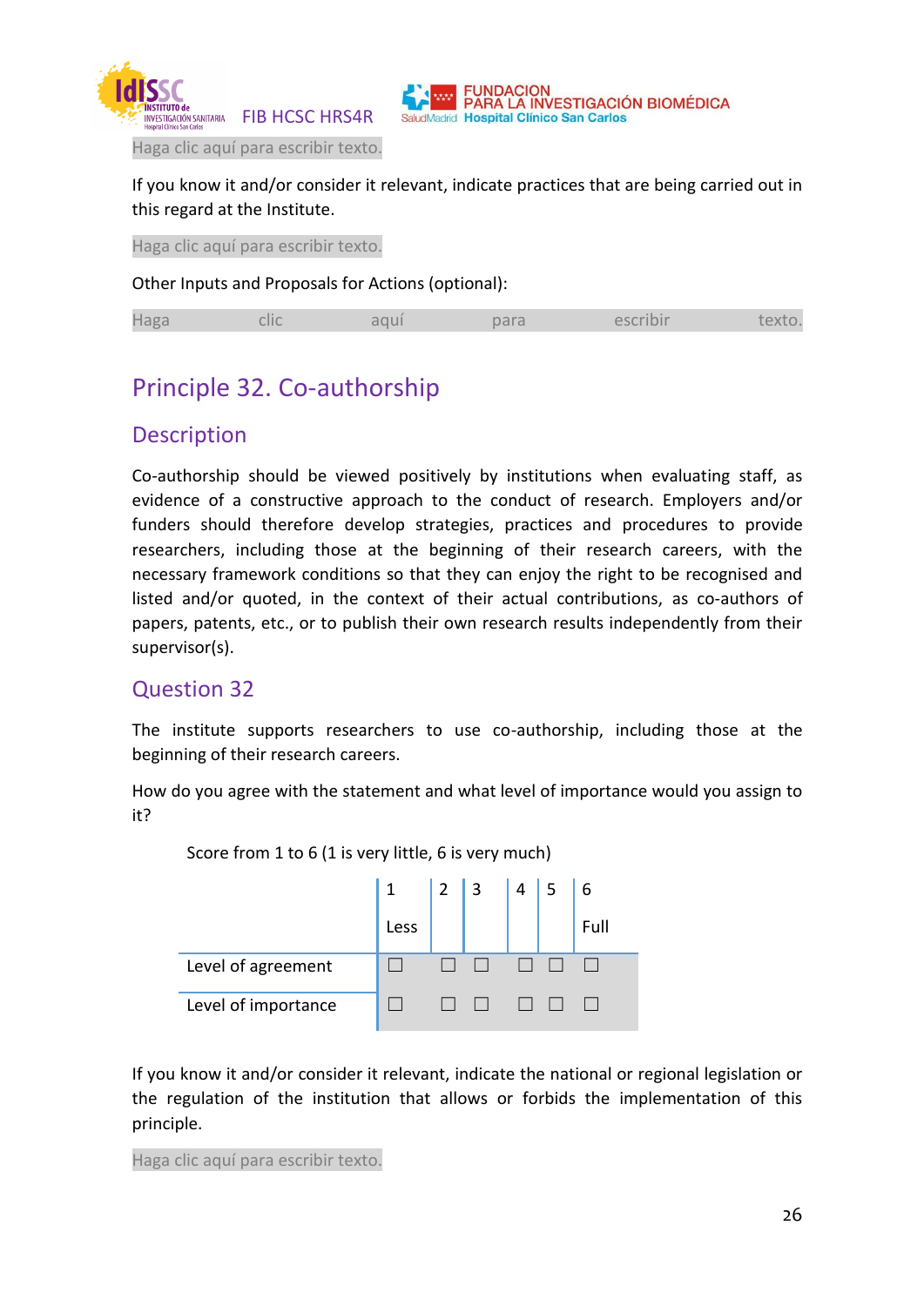Haga clic aquí para escribir texto.

If you know it and/or consider it relevant, indicate practices that are being carried out in this regard at the Institute.

Haga clic aquí para escribir texto.

Other Inputs and Proposals for Actions (optional):

Haga clic aquí para escribir texto.

# Principle 32. Co-authorship

## Description

Co-authorship should be viewed positively by institutions when evaluating staff, as evidence of a constructive approach to the conduct of research. Employers and/or funders should therefore develop strategies, practices and procedures to provide researchers, including those at the beginning of their research careers, with the necessary framework conditions so that they can enjoy the right to be recognised and listed and/or quoted, in the context of their actual contributions, as co-authors of papers, patents, etc., or to publish their own research results independently from their supervisor(s).

## Question 32

The institute supports researchers to use co-authorship, including those at the beginning of their research careers.

How do you agree with the statement and what level of importance would you assign to it?

Score from 1 to 6 (1 is very little, 6 is very much)

| | 1 Less | 2 | 3 | 4 | 5 | 6 Full |
|---|---|---|---|---|---|---|
| Level of agreement | ☐ | ☐ | ☐ | ☐ | ☐ | ☐ |
| Level of importance | ☐ | ☐ | ☐ | ☐ | ☐ | ☐ |

If you know it and/or consider it relevant, indicate the national or regional legislation or the regulation of the institution that allows or forbids the implementation of this principle.

Haga clic aquí para escribir texto.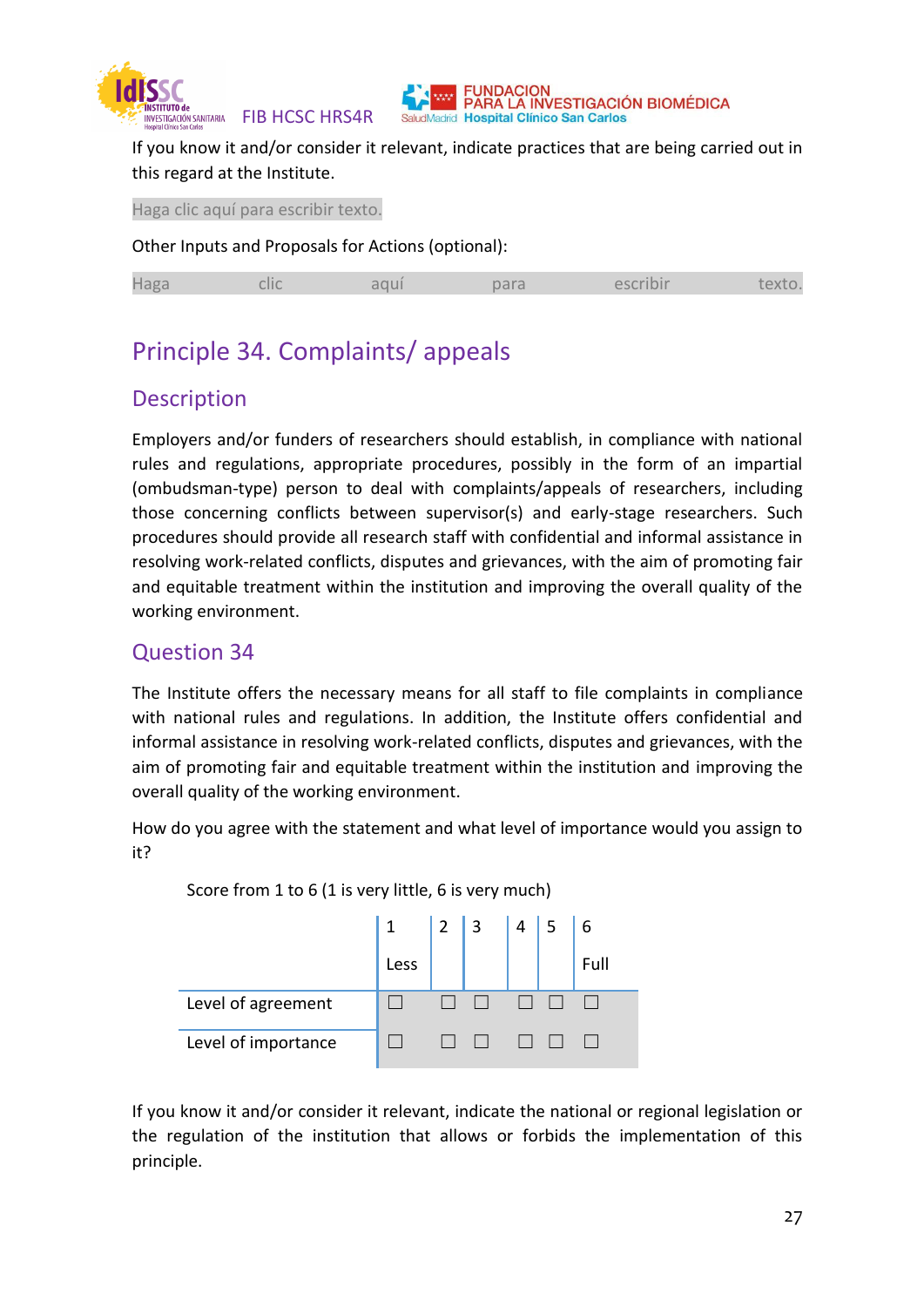If you know it and/or consider it relevant, indicate practices that are being carried out in this regard at the Institute.

Haga clic aquí para escribir texto.

Other Inputs and Proposals for Actions (optional):

Haga clic aquí para escribir texto.

## Principle 34. Complaints/ appeals

### Description

Employers and/or funders of researchers should establish, in compliance with national rules and regulations, appropriate procedures, possibly in the form of an impartial (ombudsman-type) person to deal with complaints/appeals of researchers, including those concerning conflicts between supervisor(s) and early-stage researchers. Such procedures should provide all research staff with confidential and informal assistance in resolving work-related conflicts, disputes and grievances, with the aim of promoting fair and equitable treatment within the institution and improving the overall quality of the working environment.

### Question 34

The Institute offers the necessary means for all staff to file complaints in compliance with national rules and regulations. In addition, the Institute offers confidential and informal assistance in resolving work-related conflicts, disputes and grievances, with the aim of promoting fair and equitable treatment within the institution and improving the overall quality of the working environment.

How do you agree with the statement and what level of importance would you assign to it?

Score from 1 to 6 (1 is very little, 6 is very much)

| | 1 Less | 2 | 3 | 4 | 5 | 6 Full |
|---|---|---|---|---|---|---|
| Level of agreement | ☐ | ☐ | ☐ | ☐ | ☐ | ☐ |
| Level of importance | ☐ | ☐ | ☐ | ☐ | ☐ | ☐ |

If you know it and/or consider it relevant, indicate the national or regional legislation or the regulation of the institution that allows or forbids the implementation of this principle.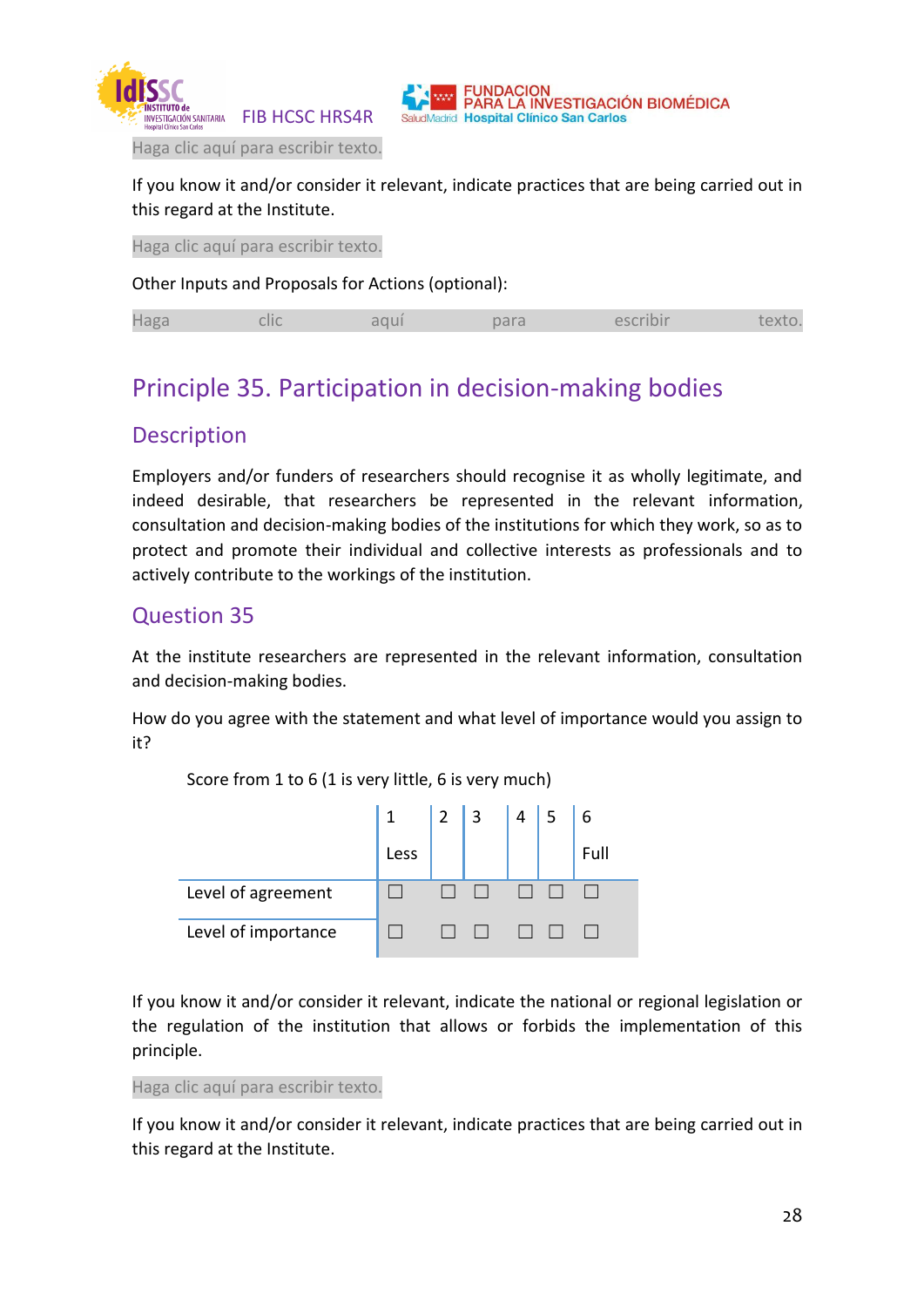Haga clic aquí para escribir texto.

If you know it and/or consider it relevant, indicate practices that are being carried out in this regard at the Institute.

Haga clic aquí para escribir texto.

Other Inputs and Proposals for Actions (optional):

Haga clic aquí para escribir texto.

## Principle 35. Participation in decision-making bodies

### Description

Employers and/or funders of researchers should recognise it as wholly legitimate, and indeed desirable, that researchers be represented in the relevant information, consultation and decision-making bodies of the institutions for which they work, so as to protect and promote their individual and collective interests as professionals and to actively contribute to the workings of the institution.

### Question 35

At the institute researchers are represented in the relevant information, consultation and decision-making bodies.

How do you agree with the statement and what level of importance would you assign to it?

Score from 1 to 6 (1 is very little, 6 is very much)

| | 1 Less | 2 | 3 | 4 | 5 | 6 Full |
|---|---|---|---|---|---|---|
| Level of agreement | ☐ | ☐ | ☐ | ☐ | ☐ | ☐ |
| Level of importance | ☐ | ☐ | ☐ | ☐ | ☐ | ☐ |

If you know it and/or consider it relevant, indicate the national or regional legislation or the regulation of the institution that allows or forbids the implementation of this principle.

Haga clic aquí para escribir texto.

If you know it and/or consider it relevant, indicate practices that are being carried out in this regard at the Institute.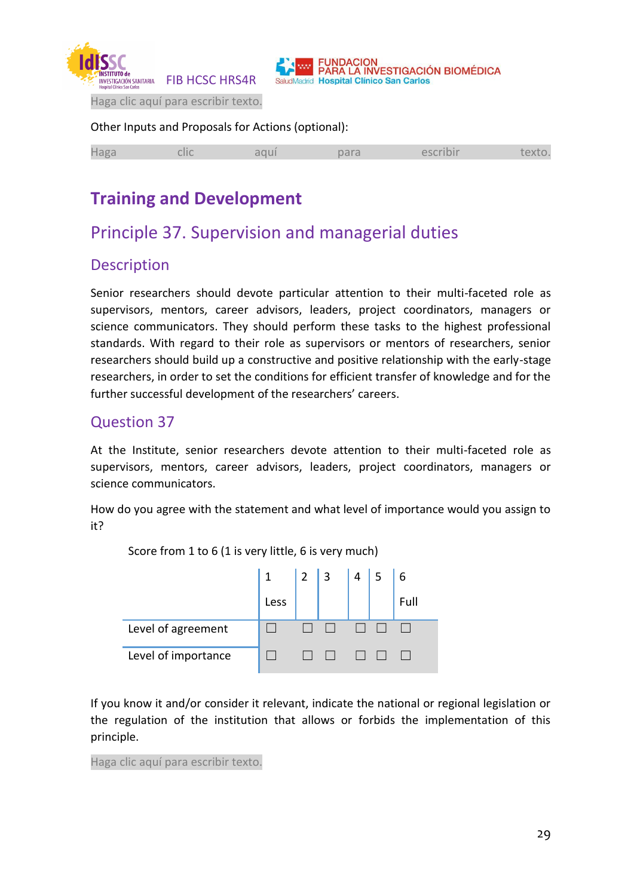Haga clic aquí para escribir texto.

Other Inputs and Proposals for Actions (optional):

Haga clic aquí para escribir texto.

# Training and Development

## Principle 37. Supervision and managerial duties

### Description

Senior researchers should devote particular attention to their multi-faceted role as supervisors, mentors, career advisors, leaders, project coordinators, managers or science communicators. They should perform these tasks to the highest professional standards. With regard to their role as supervisors or mentors of researchers, senior researchers should build up a constructive and positive relationship with the early-stage researchers, in order to set the conditions for efficient transfer of knowledge and for the further successful development of the researchers' careers.

### Question 37

At the Institute, senior researchers devote attention to their multi-faceted role as supervisors, mentors, career advisors, leaders, project coordinators, managers or science communicators.

How do you agree with the statement and what level of importance would you assign to it?

Score from 1 to 6 (1 is very little, 6 is very much)

| | 1 Less | 2 | 3 | 4 | 5 | 6 Full |
|---|---|---|---|---|---|---|
| Level of agreement | ☐ | ☐ | ☐ | ☐ | ☐ | ☐ |
| Level of importance | ☐ | ☐ | ☐ | ☐ | ☐ | ☐ |

If you know it and/or consider it relevant, indicate the national or regional legislation or the regulation of the institution that allows or forbids the implementation of this principle.

Haga clic aquí para escribir texto.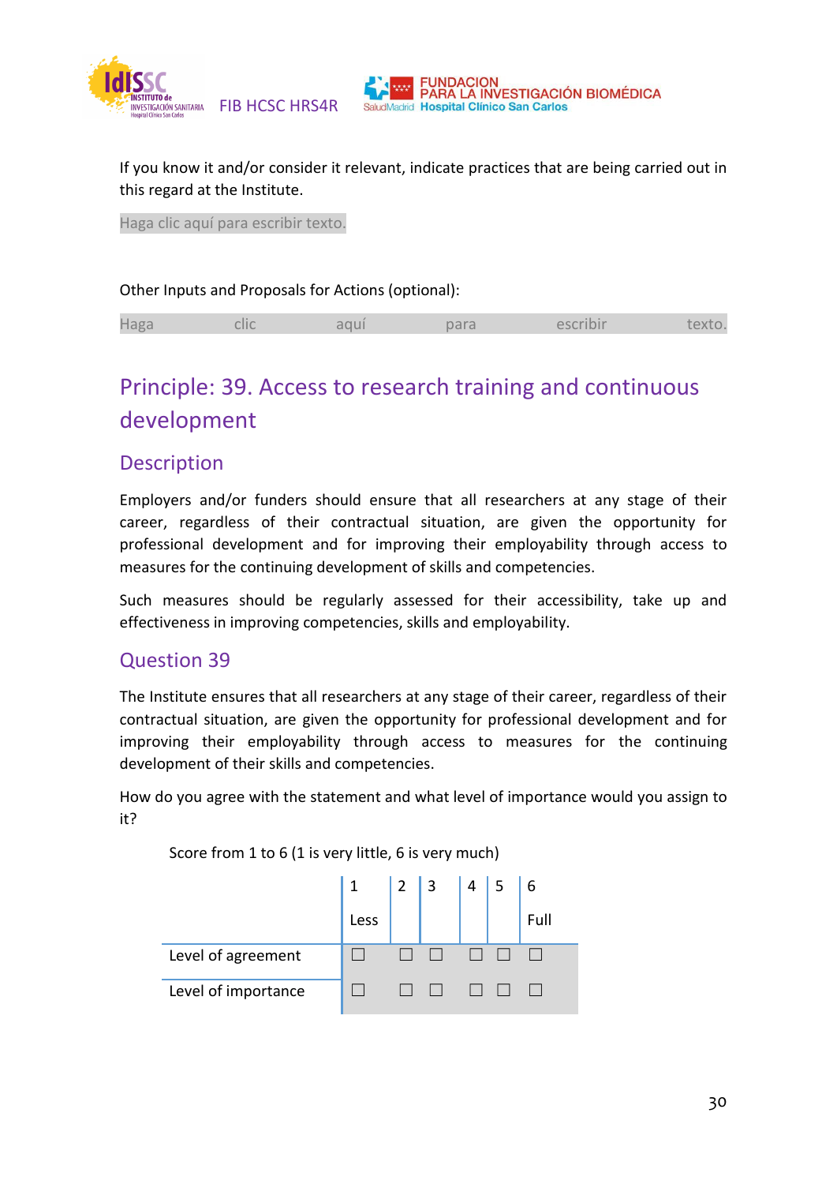If you know it and/or consider it relevant, indicate practices that are being carried out in this regard at the Institute.

Haga clic aquí para escribir texto.

Other Inputs and Proposals for Actions (optional):

Haga clic aquí para escribir texto.

# Principle: 39. Access to research training and continuous development

## Description

Employers and/or funders should ensure that all researchers at any stage of their career, regardless of their contractual situation, are given the opportunity for professional development and for improving their employability through access to measures for the continuing development of skills and competencies.

Such measures should be regularly assessed for their accessibility, take up and effectiveness in improving competencies, skills and employability.

## Question 39

The Institute ensures that all researchers at any stage of their career, regardless of their contractual situation, are given the opportunity for professional development and for improving their employability through access to measures for the continuing development of their skills and competencies.

How do you agree with the statement and what level of importance would you assign to it?

Score from 1 to 6 (1 is very little, 6 is very much)

| | 1 Less | 2 | 3 | 4 | 5 | 6 Full |
|---|---|---|---|---|---|---|
| Level of agreement | ☐ | ☐ | ☐ | ☐ | ☐ | ☐ |
| Level of importance | ☐ | ☐ | ☐ | ☐ | ☐ | ☐ |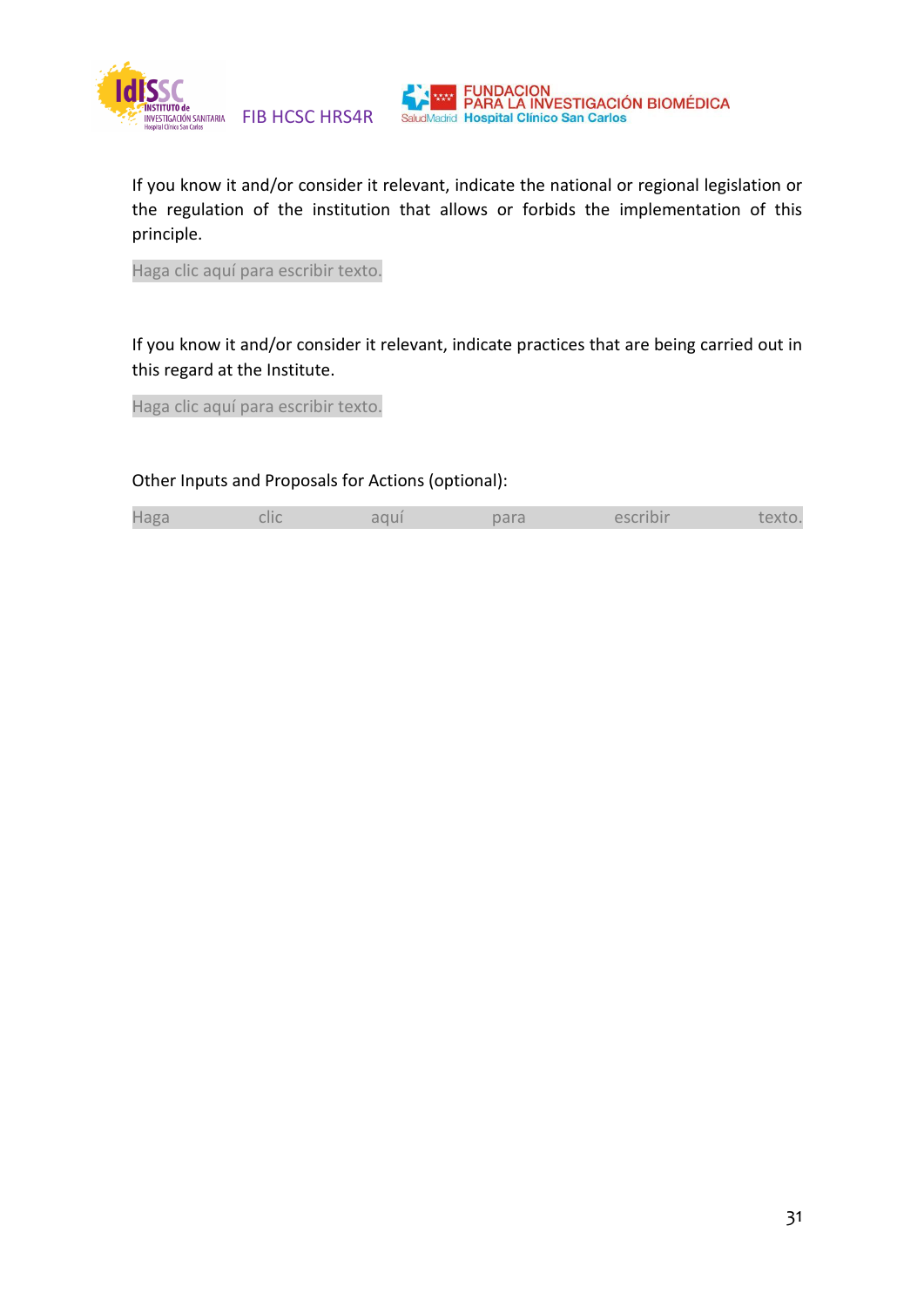If you know it and/or consider it relevant, indicate the national or regional legislation or the regulation of the institution that allows or forbids the implementation of this principle.

Haga clic aquí para escribir texto.

If you know it and/or consider it relevant, indicate practices that are being carried out in this regard at the Institute.

Haga clic aquí para escribir texto.

Other Inputs and Proposals for Actions (optional):

Haga clic aquí para escribir texto.